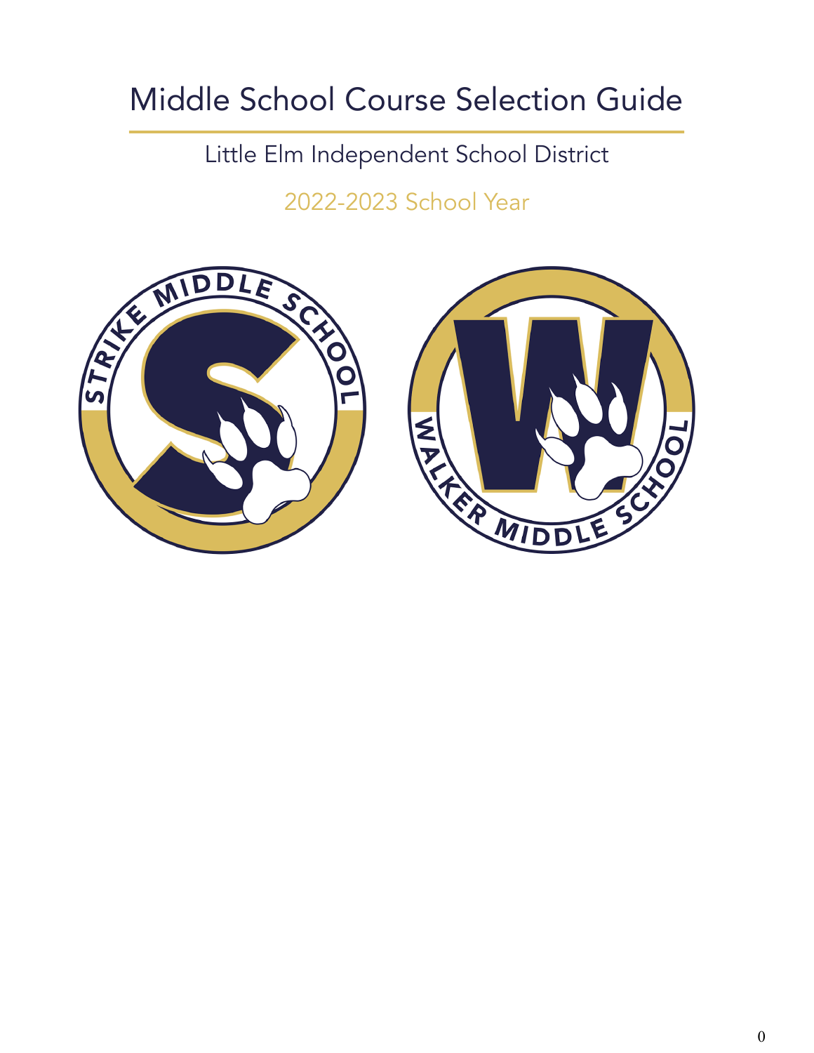# Middle School Course Selection Guide

Little Elm Independent School District

2022-2023 School Year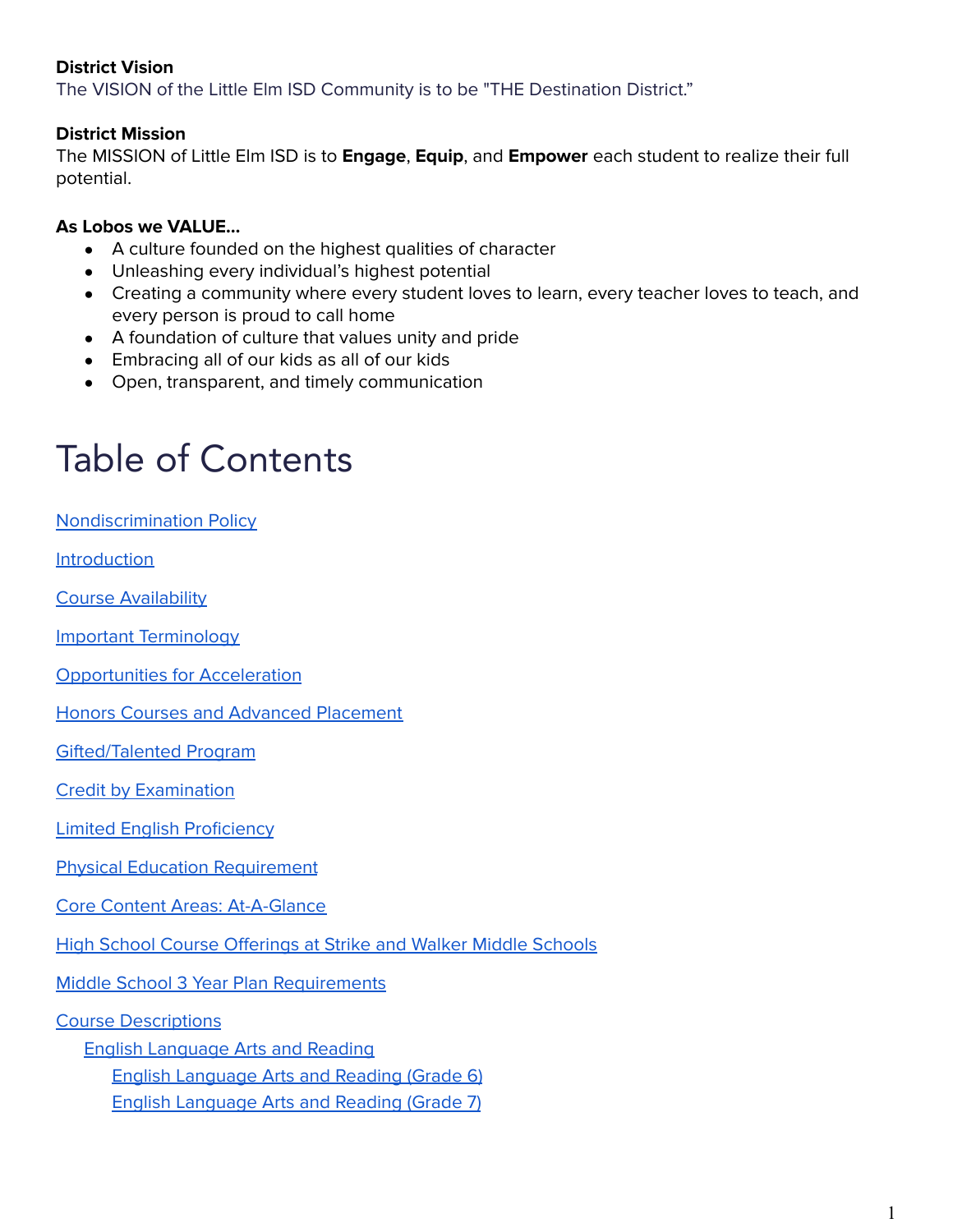**District Vision**
The VISION of the Little Elm ISD Community is to be "THE Destination District."

**District Mission**
The MISSION of Little Elm ISD is to **Engage**, **Equip**, and **Empower** each student to realize their full potential.

**As Lobos we VALUE…**

- A culture founded on the highest qualities of character
- Unleashing every individual's highest potential
- Creating a community where every student loves to learn, every teacher loves to teach, and every person is proud to call home
- A foundation of culture that values unity and pride
- Embracing all of our kids as all of our kids
- Open, transparent, and timely communication

# Table of Contents

Nondiscrimination Policy

Introduction

Course Availability

Important Terminology

Opportunities for Acceleration

Honors Courses and Advanced Placement

Gifted/Talented Program

Credit by Examination

Limited English Proficiency

Physical Education Requirement

Core Content Areas: At-A-Glance

High School Course Offerings at Strike and Walker Middle Schools

Middle School 3 Year Plan Requirements

Course Descriptions

- English Language Arts and Reading
  - English Language Arts and Reading (Grade 6)
  - English Language Arts and Reading (Grade 7)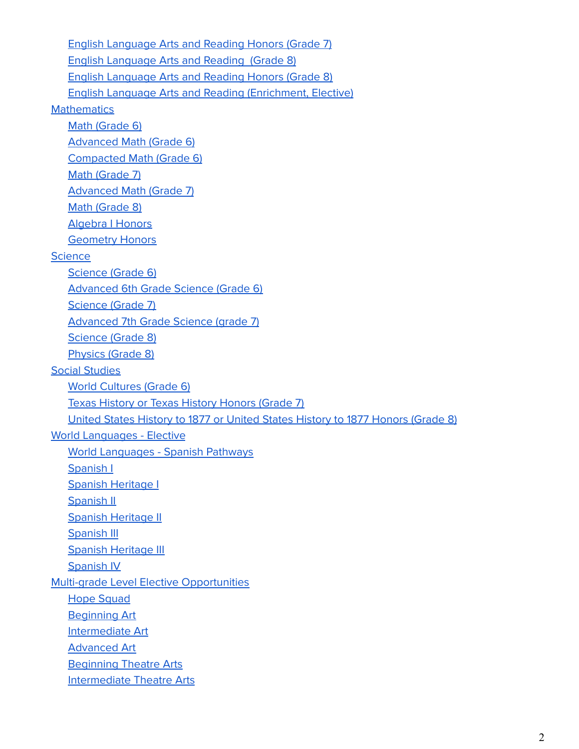- English Language Arts and Reading Honors (Grade 7)
- English Language Arts and Reading (Grade 8)
- English Language Arts and Reading Honors (Grade 8)
- English Language Arts and Reading (Enrichment, Elective)

Mathematics

- Math (Grade 6)
- Advanced Math (Grade 6)
- Compacted Math (Grade 6)
- Math (Grade 7)
- Advanced Math (Grade 7)
- Math (Grade 8)
- Algebra I Honors
- Geometry Honors

Science

- Science (Grade 6)
- Advanced 6th Grade Science (Grade 6)
- Science (Grade 7)
- Advanced 7th Grade Science (grade 7)
- Science (Grade 8)
- Physics (Grade 8)

Social Studies

- World Cultures (Grade 6)
- Texas History or Texas History Honors (Grade 7)
- United States History to 1877 or United States History to 1877 Honors (Grade 8)

World Languages - Elective

- World Languages - Spanish Pathways
- Spanish I
- Spanish Heritage I
- Spanish II
- Spanish Heritage II
- Spanish III
- Spanish Heritage III
- Spanish IV

Multi-grade Level Elective Opportunities

- Hope Squad
- Beginning Art
- Intermediate Art
- Advanced Art
- Beginning Theatre Arts
- Intermediate Theatre Arts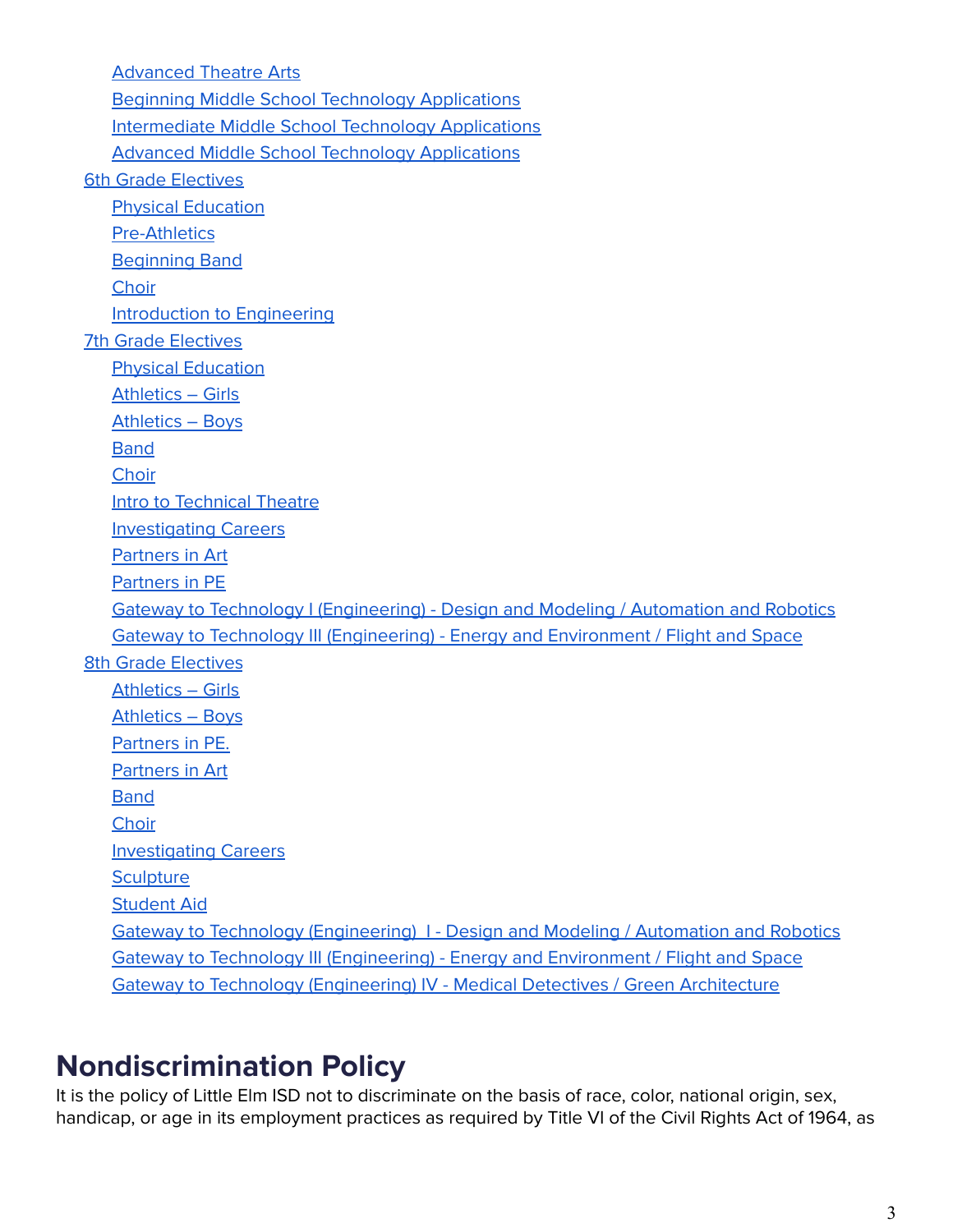- Advanced Theatre Arts
- Beginning Middle School Technology Applications
- Intermediate Middle School Technology Applications
- Advanced Middle School Technology Applications

- 6th Grade Electives
  - Physical Education
  - Pre-Athletics
  - Beginning Band
  - Choir
  - Introduction to Engineering
- 7th Grade Electives
  - Physical Education
  - Athletics – Girls
  - Athletics – Boys
  - Band
  - Choir
  - Intro to Technical Theatre
  - Investigating Careers
  - Partners in Art
  - Partners in PE
  - Gateway to Technology I (Engineering) - Design and Modeling / Automation and Robotics
  - Gateway to Technology III (Engineering) - Energy and Environment / Flight and Space
- 8th Grade Electives
  - Athletics – Girls
  - Athletics – Boys
  - Partners in PE.
  - Partners in Art
  - Band
  - Choir
  - Investigating Careers
  - Sculpture
  - Student Aid
  - Gateway to Technology (Engineering) I - Design and Modeling / Automation and Robotics
  - Gateway to Technology III (Engineering) - Energy and Environment / Flight and Space
  - Gateway to Technology (Engineering) IV - Medical Detectives / Green Architecture

# Nondiscrimination Policy

It is the policy of Little Elm ISD not to discriminate on the basis of race, color, national origin, sex, handicap, or age in its employment practices as required by Title VI of the Civil Rights Act of 1964, as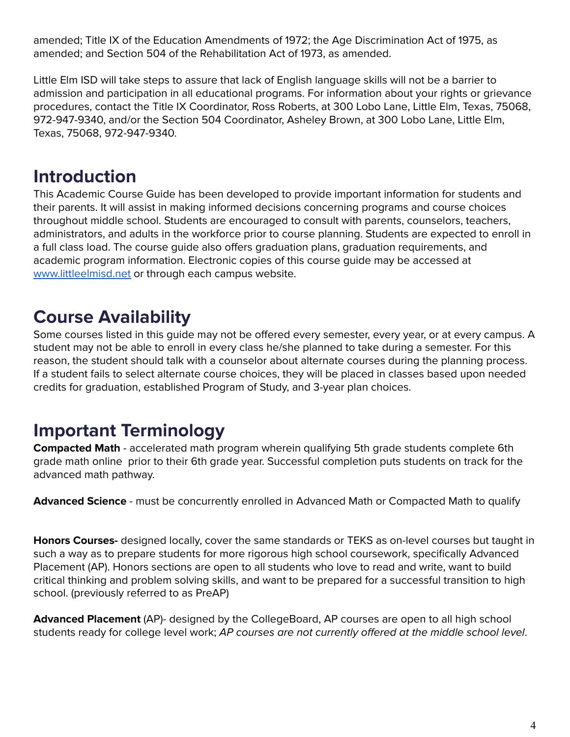amended; Title IX of the Education Amendments of 1972; the Age Discrimination Act of 1975, as amended; and Section 504 of the Rehabilitation Act of 1973, as amended.

Little Elm ISD will take steps to assure that lack of English language skills will not be a barrier to admission and participation in all educational programs. For information about your rights or grievance procedures, contact the Title IX Coordinator, Ross Roberts, at 300 Lobo Lane, Little Elm, Texas, 75068, 972-947-9340, and/or the Section 504 Coordinator, Asheley Brown, at 300 Lobo Lane, Little Elm, Texas, 75068, 972-947-9340.

# Introduction

This Academic Course Guide has been developed to provide important information for students and their parents. It will assist in making informed decisions concerning programs and course choices throughout middle school. Students are encouraged to consult with parents, counselors, teachers, administrators, and adults in the workforce prior to course planning. Students are expected to enroll in a full class load. The course guide also offers graduation plans, graduation requirements, and academic program information. Electronic copies of this course guide may be accessed at [www.littleelmisd.net](http://www.littleelmisd.net) or through each campus website.

# Course Availability

Some courses listed in this guide may not be offered every semester, every year, or at every campus. A student may not be able to enroll in every class he/she planned to take during a semester. For this reason, the student should talk with a counselor about alternate courses during the planning process. If a student fails to select alternate course choices, they will be placed in classes based upon needed credits for graduation, established Program of Study, and 3-year plan choices.

# Important Terminology

**Compacted Math** - accelerated math program wherein qualifying 5th grade students complete 6th grade math online prior to their 6th grade year. Successful completion puts students on track for the advanced math pathway.

**Advanced Science** - must be concurrently enrolled in Advanced Math or Compacted Math to qualify

**Honors Courses-** designed locally, cover the same standards or TEKS as on-level courses but taught in such a way as to prepare students for more rigorous high school coursework, specifically Advanced Placement (AP). Honors sections are open to all students who love to read and write, want to build critical thinking and problem solving skills, and want to be prepared for a successful transition to high school. (previously referred to as PreAP)

**Advanced Placement** (AP)- designed by the CollegeBoard, AP courses are open to all high school students ready for college level work; *AP courses are not currently offered at the middle school level*.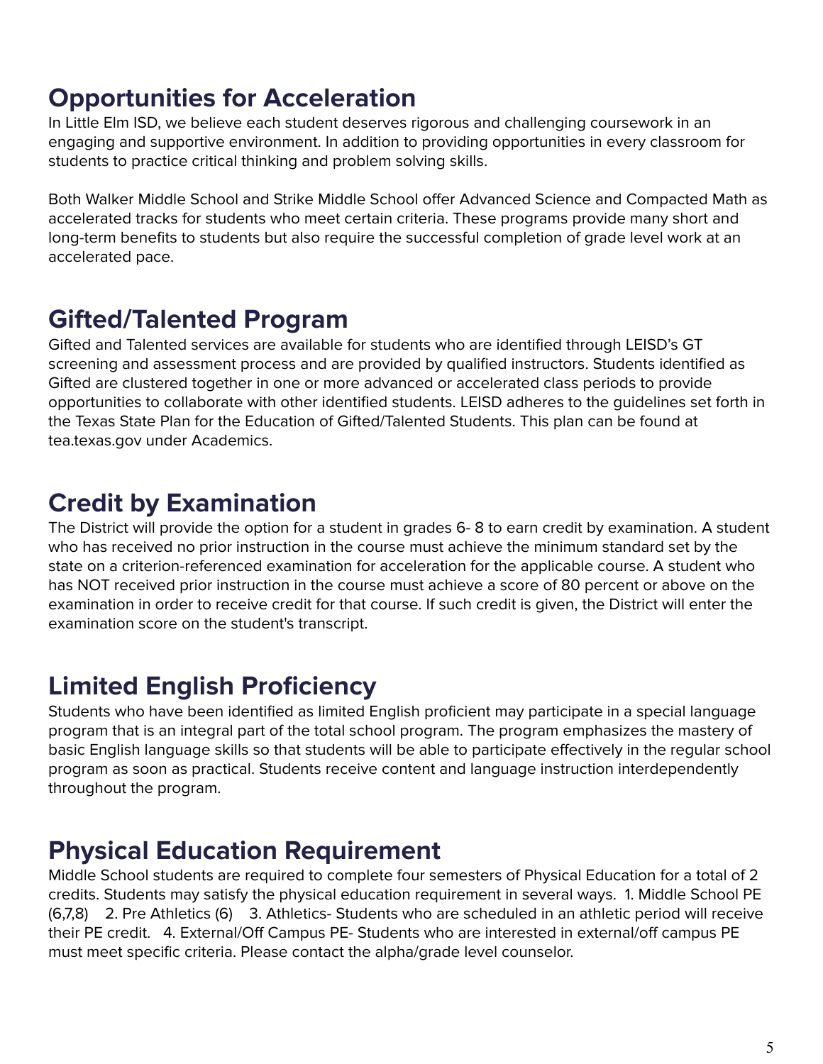## Opportunities for Acceleration

In Little Elm ISD, we believe each student deserves rigorous and challenging coursework in an engaging and supportive environment. In addition to providing opportunities in every classroom for students to practice critical thinking and problem solving skills.

Both Walker Middle School and Strike Middle School offer Advanced Science and Compacted Math as accelerated tracks for students who meet certain criteria. These programs provide many short and long-term benefits to students but also require the successful completion of grade level work at an accelerated pace.

## Gifted/Talented Program

Gifted and Talented services are available for students who are identified through LEISD's GT screening and assessment process and are provided by qualified instructors. Students identified as Gifted are clustered together in one or more advanced or accelerated class periods to provide opportunities to collaborate with other identified students. LEISD adheres to the guidelines set forth in the Texas State Plan for the Education of Gifted/Talented Students. This plan can be found at tea.texas.gov under Academics.

## Credit by Examination

The District will provide the option for a student in grades 6- 8 to earn credit by examination. A student who has received no prior instruction in the course must achieve the minimum standard set by the state on a criterion-referenced examination for acceleration for the applicable course. A student who has NOT received prior instruction in the course must achieve a score of 80 percent or above on the examination in order to receive credit for that course. If such credit is given, the District will enter the examination score on the student's transcript.

## Limited English Proficiency

Students who have been identified as limited English proficient may participate in a special language program that is an integral part of the total school program. The program emphasizes the mastery of basic English language skills so that students will be able to participate effectively in the regular school program as soon as practical. Students receive content and language instruction interdependently throughout the program.

## Physical Education Requirement

Middle School students are required to complete four semesters of Physical Education for a total of 2 credits. Students may satisfy the physical education requirement in several ways. 1. Middle School PE (6,7,8) 2. Pre Athletics (6) 3. Athletics- Students who are scheduled in an athletic period will receive their PE credit. 4. External/Off Campus PE- Students who are interested in external/off campus PE must meet specific criteria. Please contact the alpha/grade level counselor.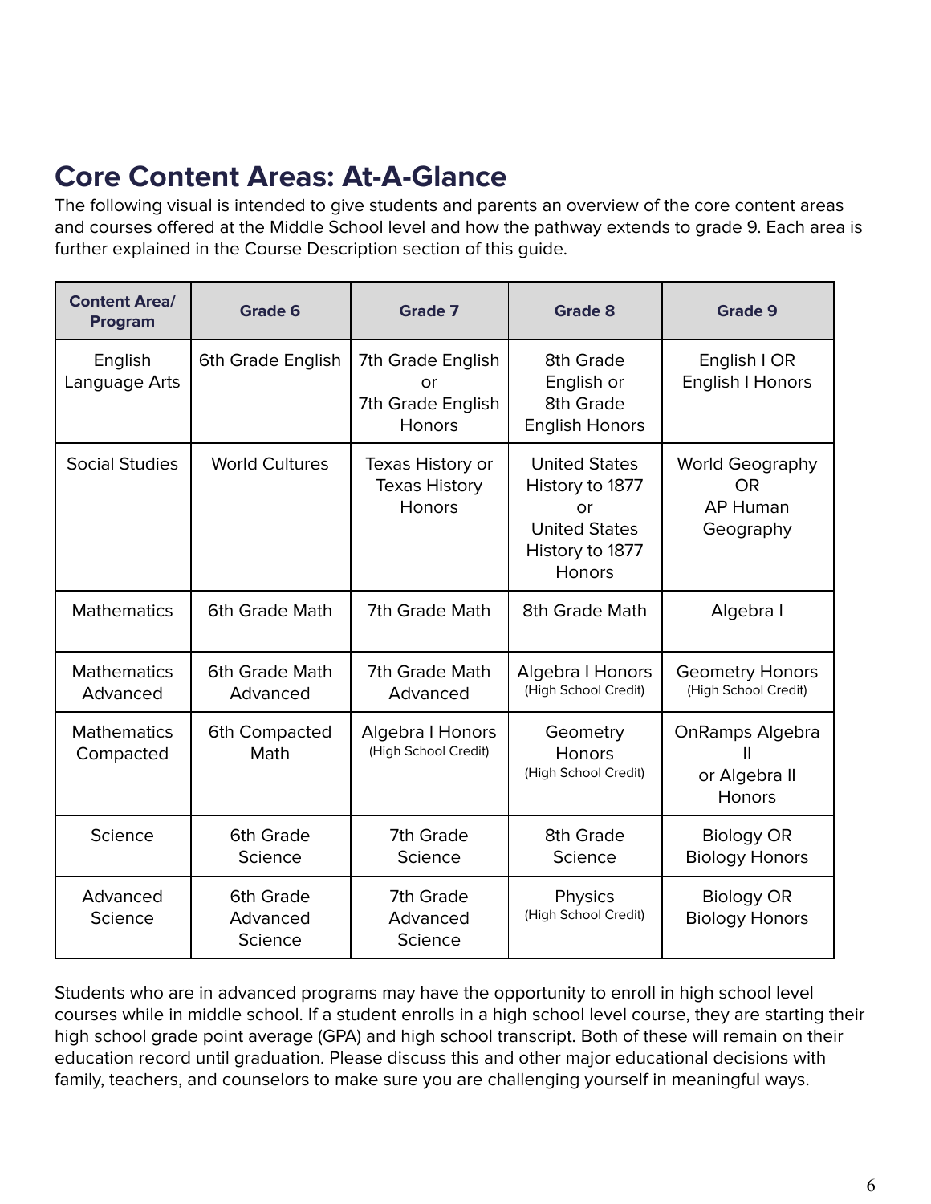## Core Content Areas: At-A-Glance

The following visual is intended to give students and parents an overview of the core content areas and courses offered at the Middle School level and how the pathway extends to grade 9. Each area is further explained in the Course Description section of this guide.

| Content Area/ Program | Grade 6 | Grade 7 | Grade 8 | Grade 9 |
|---|---|---|---|---|
| English Language Arts | 6th Grade English | 7th Grade English or 7th Grade English Honors | 8th Grade English or 8th Grade English Honors | English I OR English I Honors |
| Social Studies | World Cultures | Texas History or Texas History Honors | United States History to 1877 or United States History to 1877 Honors | World Geography OR AP Human Geography |
| Mathematics | 6th Grade Math | 7th Grade Math | 8th Grade Math | Algebra I |
| Mathematics Advanced | 6th Grade Math Advanced | 7th Grade Math Advanced | Algebra I Honors (High School Credit) | Geometry Honors (High School Credit) |
| Mathematics Compacted | 6th Compacted Math | Algebra I Honors (High School Credit) | Geometry Honors (High School Credit) | OnRamps Algebra II or Algebra II Honors |
| Science | 6th Grade Science | 7th Grade Science | 8th Grade Science | Biology OR Biology Honors |
| Advanced Science | 6th Grade Advanced Science | 7th Grade Advanced Science | Physics (High School Credit) | Biology OR Biology Honors |

Students who are in advanced programs may have the opportunity to enroll in high school level courses while in middle school. If a student enrolls in a high school level course, they are starting their high school grade point average (GPA) and high school transcript. Both of these will remain on their education record until graduation. Please discuss this and other major educational decisions with family, teachers, and counselors to make sure you are challenging yourself in meaningful ways.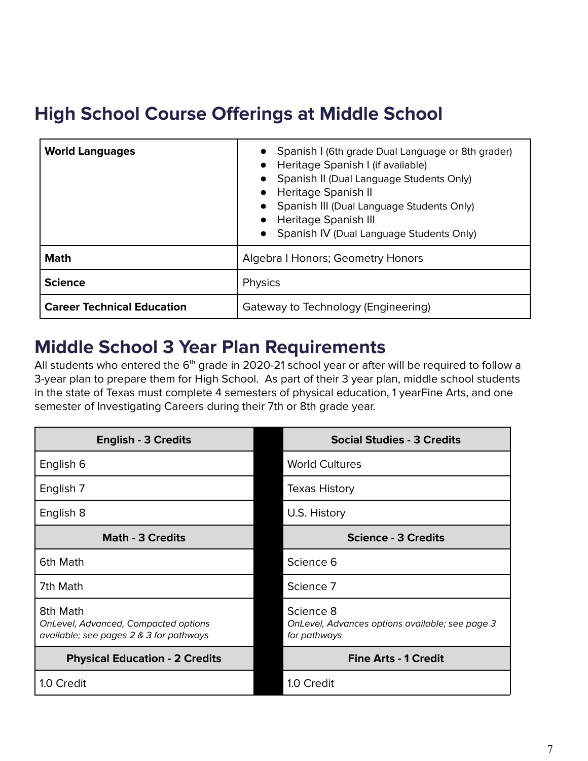## High School Course Offerings at Middle School

| | |
|---|---|
| **World Languages** | • Spanish I (6th grade Dual Language or 8th grader)<br>• Heritage Spanish I (if available)<br>• Spanish II (Dual Language Students Only)<br>• Heritage Spanish II<br>• Spanish III (Dual Language Students Only)<br>• Heritage Spanish III<br>• Spanish IV (Dual Language Students Only) |
| **Math** | Algebra I Honors; Geometry Honors |
| **Science** | Physics |
| **Career Technical Education** | Gateway to Technology (Engineering) |

## Middle School 3 Year Plan Requirements

All students who entered the 6th grade in 2020-21 school year or after will be required to follow a 3-year plan to prepare them for High School. As part of their 3 year plan, middle school students in the state of Texas must complete 4 semesters of physical education, 1 yearFine Arts, and one semester of Investigating Careers during their 7th or 8th grade year.

| **English - 3 Credits** | **Social Studies - 3 Credits** |
|---|---|
| English 6 | World Cultures |
| English 7 | Texas History |
| English 8 | U.S. History |
| **Math - 3 Credits** | **Science - 3 Credits** |
| 6th Math | Science 6 |
| 7th Math | Science 7 |
| 8th Math<br>*OnLevel, Advanced, Compacted options available; see pages 2 & 3 for pathways* | Science 8<br>*OnLevel, Advances options available; see page 3 for pathways* |
| **Physical Education - 2 Credits** | **Fine Arts - 1 Credit** |
| 1.0 Credit | 1.0 Credit |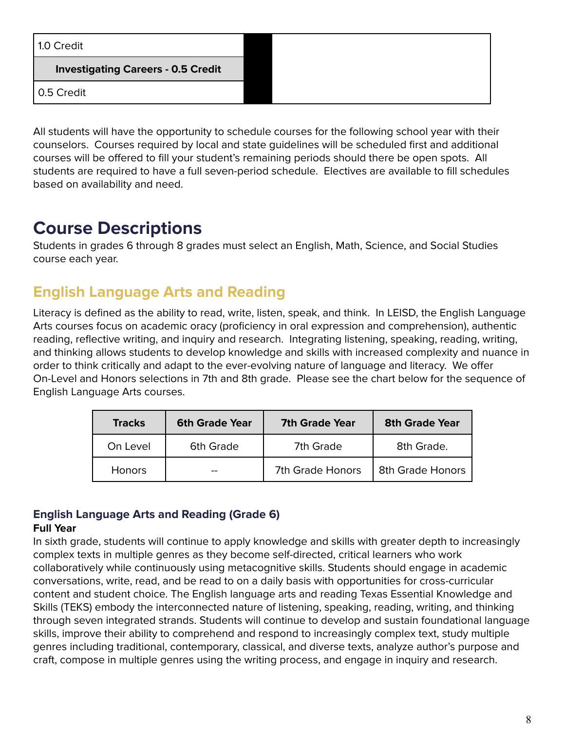| | | |
|---|---|---|
| 1.0 Credit | | |
| **Investigating Careers - 0.5 Credit** | | |
| 0.5 Credit | | |

All students will have the opportunity to schedule courses for the following school year with their counselors. Courses required by local and state guidelines will be scheduled first and additional courses will be offered to fill your student's remaining periods should there be open spots. All students are required to have a full seven-period schedule. Electives are available to fill schedules based on availability and need.

# Course Descriptions

Students in grades 6 through 8 grades must select an English, Math, Science, and Social Studies course each year.

## English Language Arts and Reading

Literacy is defined as the ability to read, write, listen, speak, and think. In LEISD, the English Language Arts courses focus on academic oracy (proficiency in oral expression and comprehension), authentic reading, reflective writing, and inquiry and research. Integrating listening, speaking, reading, writing, and thinking allows students to develop knowledge and skills with increased complexity and nuance in order to think critically and adapt to the ever-evolving nature of language and literacy. We offer On-Level and Honors selections in 7th and 8th grade. Please see the chart below for the sequence of English Language Arts courses.

| Tracks | 6th Grade Year | 7th Grade Year | 8th Grade Year |
|---|---|---|---|
| On Level | 6th Grade | 7th Grade | 8th Grade. |
| Honors | -- | 7th Grade Honors | 8th Grade Honors |

### English Language Arts and Reading (Grade 6)

**Full Year**

In sixth grade, students will continue to apply knowledge and skills with greater depth to increasingly complex texts in multiple genres as they become self-directed, critical learners who work collaboratively while continuously using metacognitive skills. Students should engage in academic conversations, write, read, and be read to on a daily basis with opportunities for cross-curricular content and student choice. The English language arts and reading Texas Essential Knowledge and Skills (TEKS) embody the interconnected nature of listening, speaking, reading, writing, and thinking through seven integrated strands. Students will continue to develop and sustain foundational language skills, improve their ability to comprehend and respond to increasingly complex text, study multiple genres including traditional, contemporary, classical, and diverse texts, analyze author's purpose and craft, compose in multiple genres using the writing process, and engage in inquiry and research.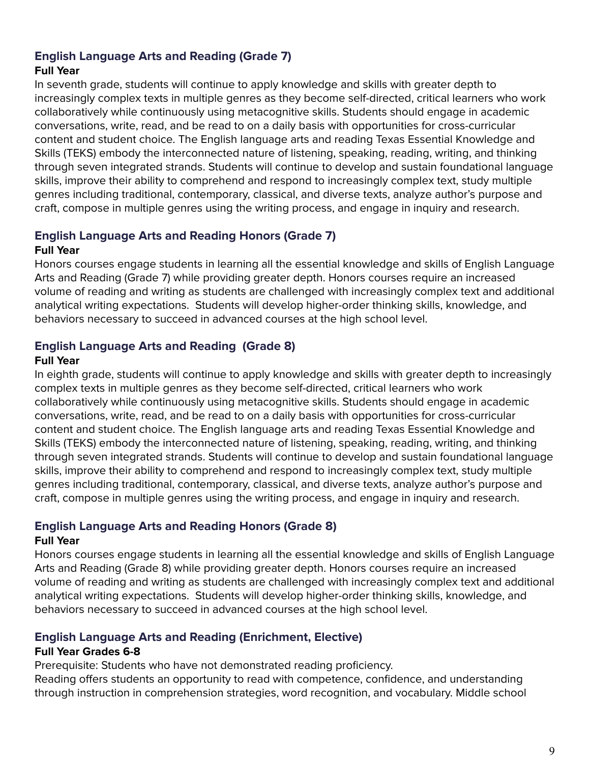### English Language Arts and Reading (Grade 7)

**Full Year**

In seventh grade, students will continue to apply knowledge and skills with greater depth to increasingly complex texts in multiple genres as they become self-directed, critical learners who work collaboratively while continuously using metacognitive skills. Students should engage in academic conversations, write, read, and be read to on a daily basis with opportunities for cross-curricular content and student choice. The English language arts and reading Texas Essential Knowledge and Skills (TEKS) embody the interconnected nature of listening, speaking, reading, writing, and thinking through seven integrated strands. Students will continue to develop and sustain foundational language skills, improve their ability to comprehend and respond to increasingly complex text, study multiple genres including traditional, contemporary, classical, and diverse texts, analyze author's purpose and craft, compose in multiple genres using the writing process, and engage in inquiry and research.

### English Language Arts and Reading Honors (Grade 7)

**Full Year**

Honors courses engage students in learning all the essential knowledge and skills of English Language Arts and Reading (Grade 7) while providing greater depth. Honors courses require an increased volume of reading and writing as students are challenged with increasingly complex text and additional analytical writing expectations. Students will develop higher-order thinking skills, knowledge, and behaviors necessary to succeed in advanced courses at the high school level.

### English Language Arts and Reading (Grade 8)

**Full Year**

In eighth grade, students will continue to apply knowledge and skills with greater depth to increasingly complex texts in multiple genres as they become self-directed, critical learners who work collaboratively while continuously using metacognitive skills. Students should engage in academic conversations, write, read, and be read to on a daily basis with opportunities for cross-curricular content and student choice. The English language arts and reading Texas Essential Knowledge and Skills (TEKS) embody the interconnected nature of listening, speaking, reading, writing, and thinking through seven integrated strands. Students will continue to develop and sustain foundational language skills, improve their ability to comprehend and respond to increasingly complex text, study multiple genres including traditional, contemporary, classical, and diverse texts, analyze author's purpose and craft, compose in multiple genres using the writing process, and engage in inquiry and research.

### English Language Arts and Reading Honors (Grade 8)

**Full Year**

Honors courses engage students in learning all the essential knowledge and skills of English Language Arts and Reading (Grade 8) while providing greater depth. Honors courses require an increased volume of reading and writing as students are challenged with increasingly complex text and additional analytical writing expectations. Students will develop higher-order thinking skills, knowledge, and behaviors necessary to succeed in advanced courses at the high school level.

### English Language Arts and Reading (Enrichment, Elective)

**Full Year Grades 6-8**

Prerequisite: Students who have not demonstrated reading proficiency.

Reading offers students an opportunity to read with competence, confidence, and understanding through instruction in comprehension strategies, word recognition, and vocabulary. Middle school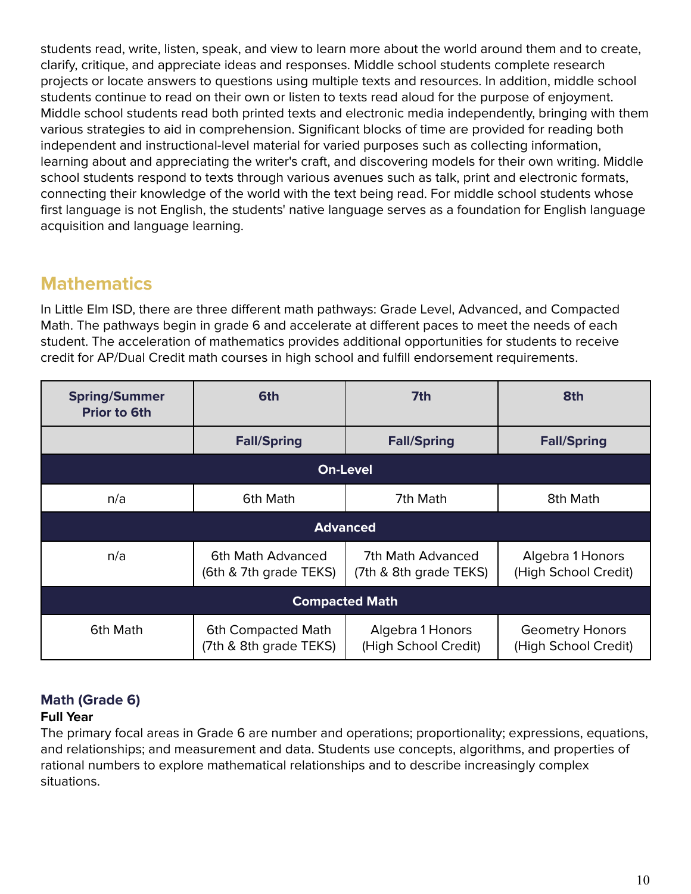students read, write, listen, speak, and view to learn more about the world around them and to create, clarify, critique, and appreciate ideas and responses. Middle school students complete research projects or locate answers to questions using multiple texts and resources. In addition, middle school students continue to read on their own or listen to texts read aloud for the purpose of enjoyment. Middle school students read both printed texts and electronic media independently, bringing with them various strategies to aid in comprehension. Significant blocks of time are provided for reading both independent and instructional-level material for varied purposes such as collecting information, learning about and appreciating the writer's craft, and discovering models for their own writing. Middle school students respond to texts through various avenues such as talk, print and electronic formats, connecting their knowledge of the world with the text being read. For middle school students whose first language is not English, the students' native language serves as a foundation for English language acquisition and language learning.

## Mathematics

In Little Elm ISD, there are three different math pathways: Grade Level, Advanced, and Compacted Math. The pathways begin in grade 6 and accelerate at different paces to meet the needs of each student. The acceleration of mathematics provides additional opportunities for students to receive credit for AP/Dual Credit math courses in high school and fulfill endorsement requirements.

| Spring/Summer Prior to 6th | 6th | 7th | 8th |
|---|---|---|---|
| | **Fall/Spring** | **Fall/Spring** | **Fall/Spring** |
| **On-Level** | | | |
| n/a | 6th Math | 7th Math | 8th Math |
| **Advanced** | | | |
| n/a | 6th Math Advanced (6th & 7th grade TEKS) | 7th Math Advanced (7th & 8th grade TEKS) | Algebra 1 Honors (High School Credit) |
| **Compacted Math** | | | |
| 6th Math | 6th Compacted Math (7th & 8th grade TEKS) | Algebra 1 Honors (High School Credit) | Geometry Honors (High School Credit) |

### Math (Grade 6)

**Full Year**

The primary focal areas in Grade 6 are number and operations; proportionality; expressions, equations, and relationships; and measurement and data. Students use concepts, algorithms, and properties of rational numbers to explore mathematical relationships and to describe increasingly complex situations.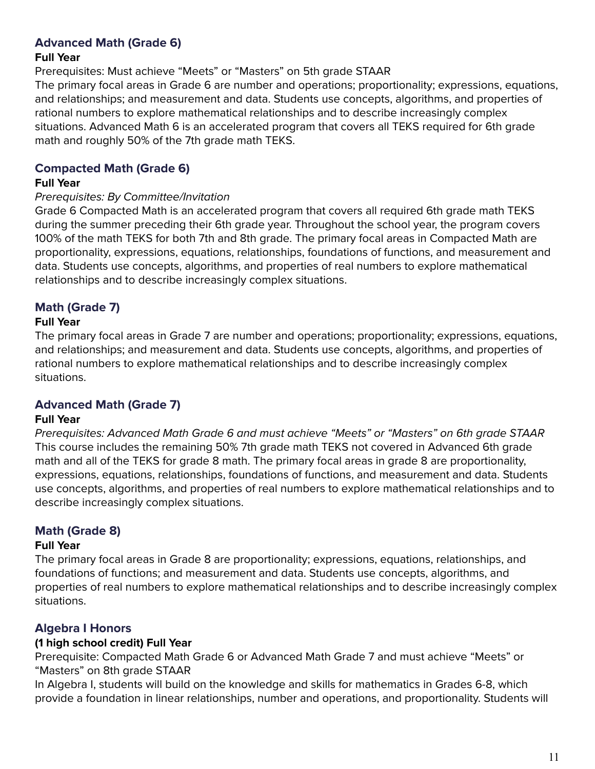## Advanced Math (Grade 6)

**Full Year**

Prerequisites: Must achieve “Meets” or “Masters” on 5th grade STAAR

The primary focal areas in Grade 6 are number and operations; proportionality; expressions, equations, and relationships; and measurement and data. Students use concepts, algorithms, and properties of rational numbers to explore mathematical relationships and to describe increasingly complex situations. Advanced Math 6 is an accelerated program that covers all TEKS required for 6th grade math and roughly 50% of the 7th grade math TEKS.

## Compacted Math (Grade 6)

**Full Year**

*Prerequisites: By Committee/Invitation*

Grade 6 Compacted Math is an accelerated program that covers all required 6th grade math TEKS during the summer preceding their 6th grade year. Throughout the school year, the program covers 100% of the math TEKS for both 7th and 8th grade. The primary focal areas in Compacted Math are proportionality, expressions, equations, relationships, foundations of functions, and measurement and data. Students use concepts, algorithms, and properties of real numbers to explore mathematical relationships and to describe increasingly complex situations.

## Math (Grade 7)

**Full Year**

The primary focal areas in Grade 7 are number and operations; proportionality; expressions, equations, and relationships; and measurement and data. Students use concepts, algorithms, and properties of rational numbers to explore mathematical relationships and to describe increasingly complex situations.

## Advanced Math (Grade 7)

**Full Year**

*Prerequisites: Advanced Math Grade 6 and must achieve “Meets” or “Masters” on 6th grade STAAR*

This course includes the remaining 50% 7th grade math TEKS not covered in Advanced 6th grade math and all of the TEKS for grade 8 math. The primary focal areas in grade 8 are proportionality, expressions, equations, relationships, foundations of functions, and measurement and data. Students use concepts, algorithms, and properties of real numbers to explore mathematical relationships and to describe increasingly complex situations.

## Math (Grade 8)

**Full Year**

The primary focal areas in Grade 8 are proportionality; expressions, equations, relationships, and foundations of functions; and measurement and data. Students use concepts, algorithms, and properties of real numbers to explore mathematical relationships and to describe increasingly complex situations.

## Algebra I Honors

**(1 high school credit) Full Year**

Prerequisite: Compacted Math Grade 6 or Advanced Math Grade 7 and must achieve “Meets” or “Masters” on 8th grade STAAR

In Algebra I, students will build on the knowledge and skills for mathematics in Grades 6-8, which provide a foundation in linear relationships, number and operations, and proportionality. Students will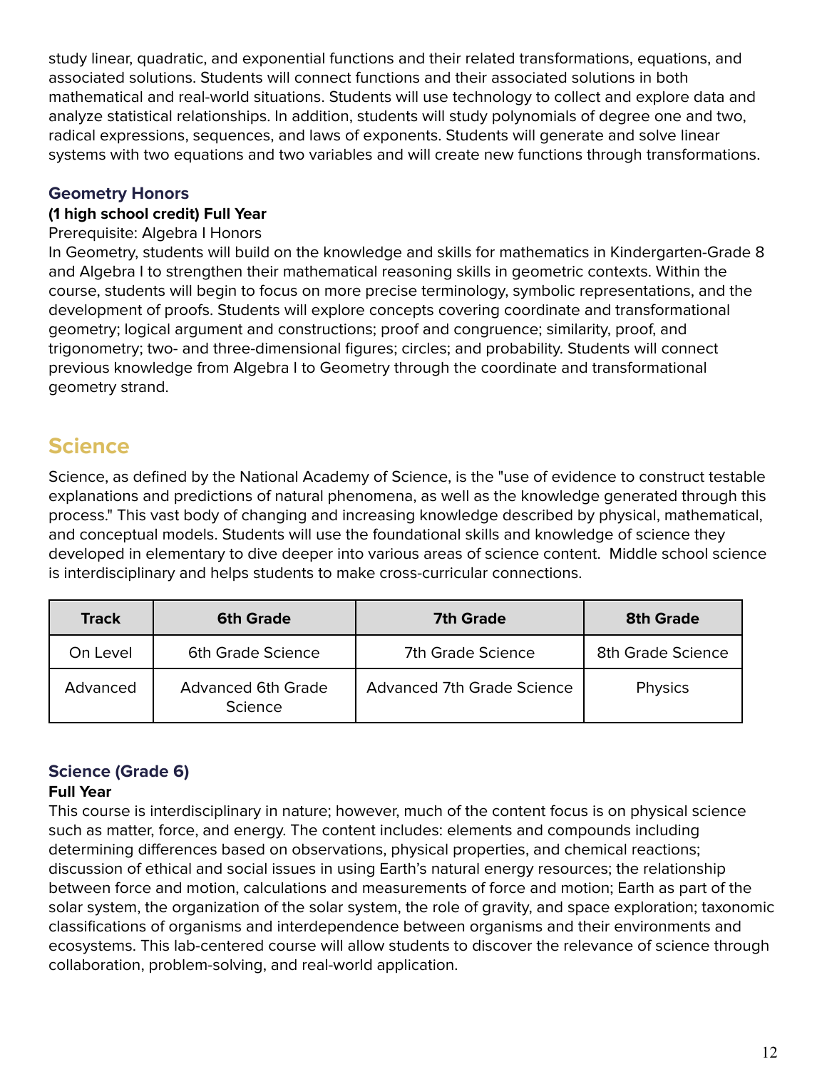study linear, quadratic, and exponential functions and their related transformations, equations, and associated solutions. Students will connect functions and their associated solutions in both mathematical and real-world situations. Students will use technology to collect and explore data and analyze statistical relationships. In addition, students will study polynomials of degree one and two, radical expressions, sequences, and laws of exponents. Students will generate and solve linear systems with two equations and two variables and will create new functions through transformations.

### Geometry Honors

**(1 high school credit) Full Year**

Prerequisite: Algebra I Honors

In Geometry, students will build on the knowledge and skills for mathematics in Kindergarten-Grade 8 and Algebra I to strengthen their mathematical reasoning skills in geometric contexts. Within the course, students will begin to focus on more precise terminology, symbolic representations, and the development of proofs. Students will explore concepts covering coordinate and transformational geometry; logical argument and constructions; proof and congruence; similarity, proof, and trigonometry; two- and three-dimensional figures; circles; and probability. Students will connect previous knowledge from Algebra I to Geometry through the coordinate and transformational geometry strand.

## Science

Science, as defined by the National Academy of Science, is the "use of evidence to construct testable explanations and predictions of natural phenomena, as well as the knowledge generated through this process." This vast body of changing and increasing knowledge described by physical, mathematical, and conceptual models. Students will use the foundational skills and knowledge of science they developed in elementary to dive deeper into various areas of science content. Middle school science is interdisciplinary and helps students to make cross-curricular connections.

| Track | 6th Grade | 7th Grade | 8th Grade |
|---|---|---|---|
| On Level | 6th Grade Science | 7th Grade Science | 8th Grade Science |
| Advanced | Advanced 6th Grade Science | Advanced 7th Grade Science | Physics |

### Science (Grade 6)

**Full Year**

This course is interdisciplinary in nature; however, much of the content focus is on physical science such as matter, force, and energy. The content includes: elements and compounds including determining differences based on observations, physical properties, and chemical reactions; discussion of ethical and social issues in using Earth's natural energy resources; the relationship between force and motion, calculations and measurements of force and motion; Earth as part of the solar system, the organization of the solar system, the role of gravity, and space exploration; taxonomic classifications of organisms and interdependence between organisms and their environments and ecosystems. This lab-centered course will allow students to discover the relevance of science through collaboration, problem-solving, and real-world application.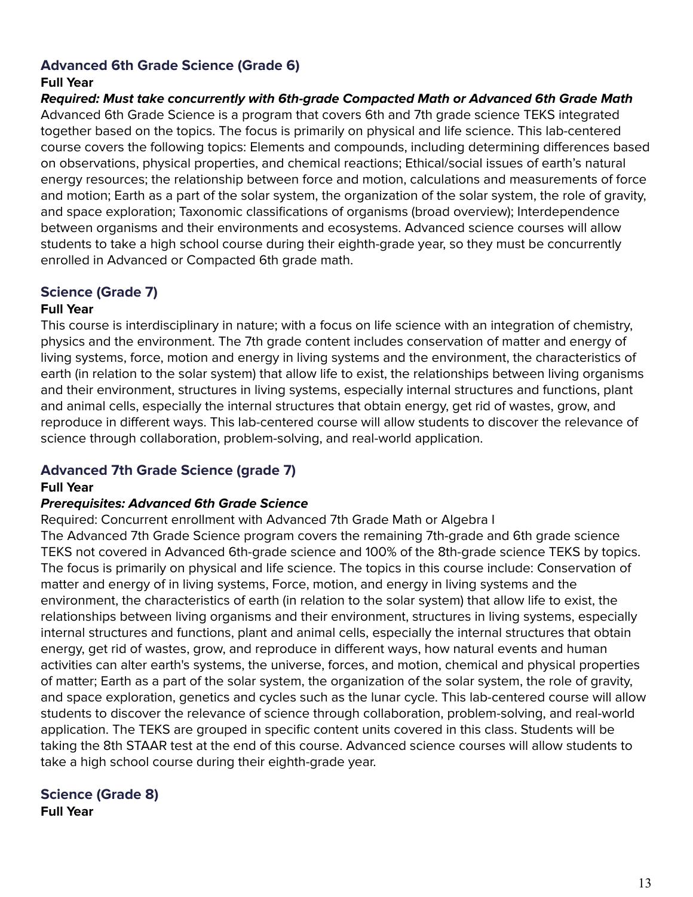### Advanced 6th Grade Science (Grade 6)

**Full Year**

***Required: Must take concurrently with 6th-grade Compacted Math or Advanced 6th Grade Math***

Advanced 6th Grade Science is a program that covers 6th and 7th grade science TEKS integrated together based on the topics. The focus is primarily on physical and life science. This lab-centered course covers the following topics: Elements and compounds, including determining differences based on observations, physical properties, and chemical reactions; Ethical/social issues of earth's natural energy resources; the relationship between force and motion, calculations and measurements of force and motion; Earth as a part of the solar system, the organization of the solar system, the role of gravity, and space exploration; Taxonomic classifications of organisms (broad overview); Interdependence between organisms and their environments and ecosystems. Advanced science courses will allow students to take a high school course during their eighth-grade year, so they must be concurrently enrolled in Advanced or Compacted 6th grade math.

### Science (Grade 7)

**Full Year**

This course is interdisciplinary in nature; with a focus on life science with an integration of chemistry, physics and the environment. The 7th grade content includes conservation of matter and energy of living systems, force, motion and energy in living systems and the environment, the characteristics of earth (in relation to the solar system) that allow life to exist, the relationships between living organisms and their environment, structures in living systems, especially internal structures and functions, plant and animal cells, especially the internal structures that obtain energy, get rid of wastes, grow, and reproduce in different ways. This lab-centered course will allow students to discover the relevance of science through collaboration, problem-solving, and real-world application.

### Advanced 7th Grade Science (grade 7)

**Full Year**

***Prerequisites: Advanced 6th Grade Science***

Required: Concurrent enrollment with Advanced 7th Grade Math or Algebra I

The Advanced 7th Grade Science program covers the remaining 7th-grade and 6th grade science TEKS not covered in Advanced 6th-grade science and 100% of the 8th-grade science TEKS by topics. The focus is primarily on physical and life science. The topics in this course include: Conservation of matter and energy of in living systems, Force, motion, and energy in living systems and the environment, the characteristics of earth (in relation to the solar system) that allow life to exist, the relationships between living organisms and their environment, structures in living systems, especially internal structures and functions, plant and animal cells, especially the internal structures that obtain energy, get rid of wastes, grow, and reproduce in different ways, how natural events and human activities can alter earth's systems, the universe, forces, and motion, chemical and physical properties of matter; Earth as a part of the solar system, the organization of the solar system, the role of gravity, and space exploration, genetics and cycles such as the lunar cycle. This lab-centered course will allow students to discover the relevance of science through collaboration, problem-solving, and real-world application. The TEKS are grouped in specific content units covered in this class. Students will be taking the 8th STAAR test at the end of this course. Advanced science courses will allow students to take a high school course during their eighth-grade year.

### Science (Grade 8)

**Full Year**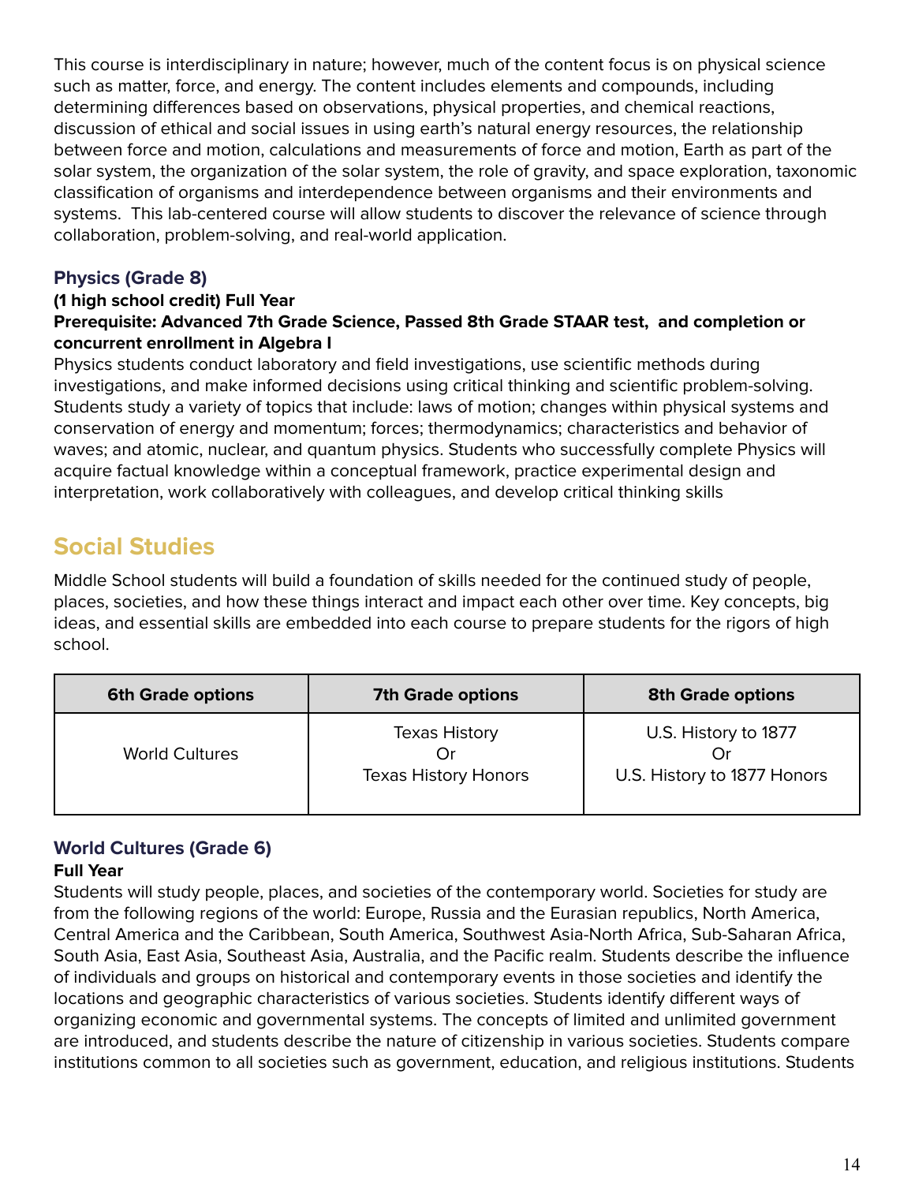This course is interdisciplinary in nature; however, much of the content focus is on physical science such as matter, force, and energy. The content includes elements and compounds, including determining differences based on observations, physical properties, and chemical reactions, discussion of ethical and social issues in using earth's natural energy resources, the relationship between force and motion, calculations and measurements of force and motion, Earth as part of the solar system, the organization of the solar system, the role of gravity, and space exploration, taxonomic classification of organisms and interdependence between organisms and their environments and systems. This lab-centered course will allow students to discover the relevance of science through collaboration, problem-solving, and real-world application.

### Physics (Grade 8)

**(1 high school credit) Full Year**

**Prerequisite: Advanced 7th Grade Science, Passed 8th Grade STAAR test, and completion or concurrent enrollment in Algebra I**

Physics students conduct laboratory and field investigations, use scientific methods during investigations, and make informed decisions using critical thinking and scientific problem-solving. Students study a variety of topics that include: laws of motion; changes within physical systems and conservation of energy and momentum; forces; thermodynamics; characteristics and behavior of waves; and atomic, nuclear, and quantum physics. Students who successfully complete Physics will acquire factual knowledge within a conceptual framework, practice experimental design and interpretation, work collaboratively with colleagues, and develop critical thinking skills

## Social Studies

Middle School students will build a foundation of skills needed for the continued study of people, places, societies, and how these things interact and impact each other over time. Key concepts, big ideas, and essential skills are embedded into each course to prepare students for the rigors of high school.

| 6th Grade options | 7th Grade options | 8th Grade options |
|---|---|---|
| World Cultures | Texas History<br>Or<br>Texas History Honors | U.S. History to 1877<br>Or<br>U.S. History to 1877 Honors |

### World Cultures (Grade 6)

**Full Year**

Students will study people, places, and societies of the contemporary world. Societies for study are from the following regions of the world: Europe, Russia and the Eurasian republics, North America, Central America and the Caribbean, South America, Southwest Asia-North Africa, Sub-Saharan Africa, South Asia, East Asia, Southeast Asia, Australia, and the Pacific realm. Students describe the influence of individuals and groups on historical and contemporary events in those societies and identify the locations and geographic characteristics of various societies. Students identify different ways of organizing economic and governmental systems. The concepts of limited and unlimited government are introduced, and students describe the nature of citizenship in various societies. Students compare institutions common to all societies such as government, education, and religious institutions. Students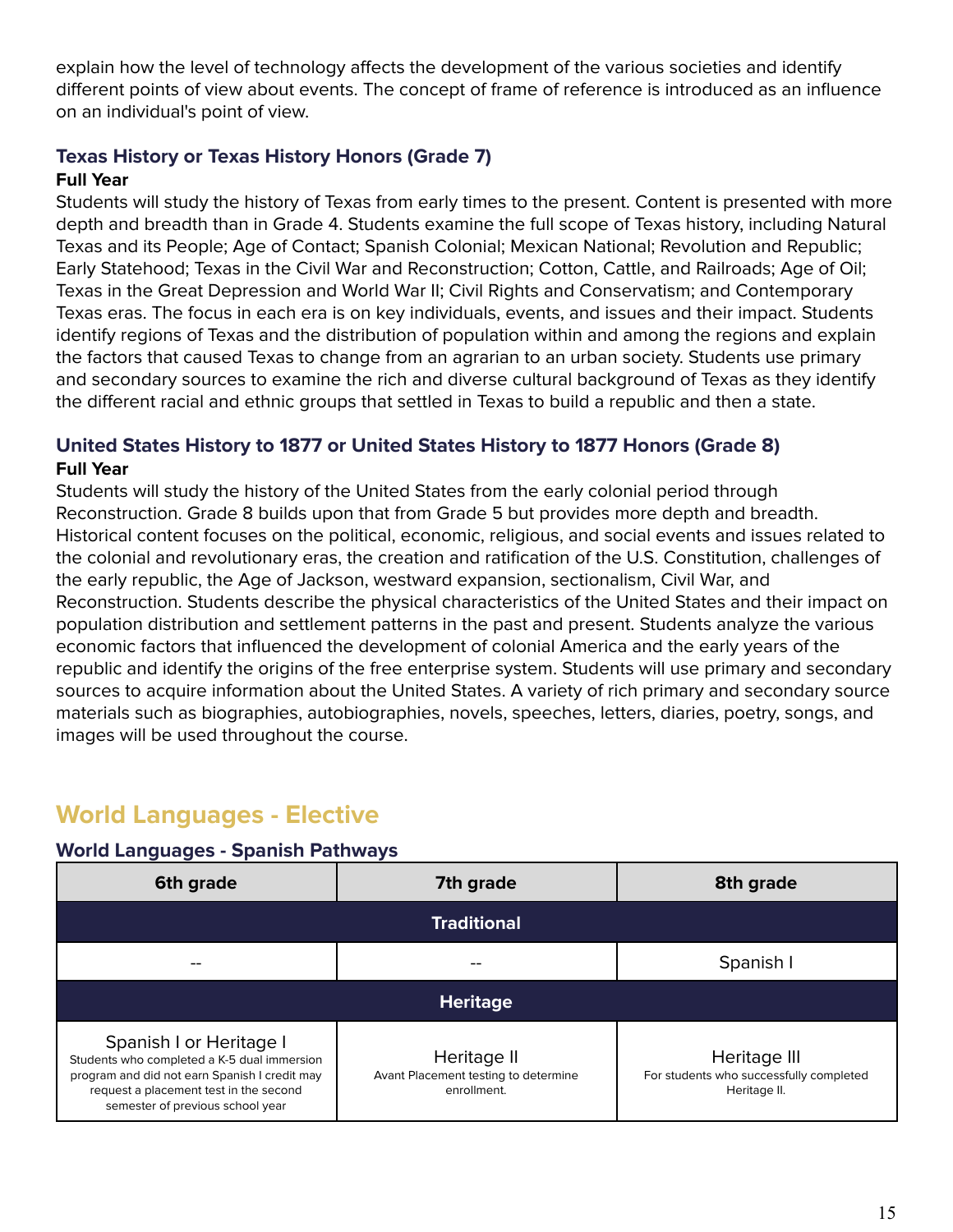explain how the level of technology affects the development of the various societies and identify different points of view about events. The concept of frame of reference is introduced as an influence on an individual's point of view.

### Texas History or Texas History Honors (Grade 7)

**Full Year**

Students will study the history of Texas from early times to the present. Content is presented with more depth and breadth than in Grade 4. Students examine the full scope of Texas history, including Natural Texas and its People; Age of Contact; Spanish Colonial; Mexican National; Revolution and Republic; Early Statehood; Texas in the Civil War and Reconstruction; Cotton, Cattle, and Railroads; Age of Oil; Texas in the Great Depression and World War II; Civil Rights and Conservatism; and Contemporary Texas eras. The focus in each era is on key individuals, events, and issues and their impact. Students identify regions of Texas and the distribution of population within and among the regions and explain the factors that caused Texas to change from an agrarian to an urban society. Students use primary and secondary sources to examine the rich and diverse cultural background of Texas as they identify the different racial and ethnic groups that settled in Texas to build a republic and then a state.

### United States History to 1877 or United States History to 1877 Honors (Grade 8)

**Full Year**

Students will study the history of the United States from the early colonial period through Reconstruction. Grade 8 builds upon that from Grade 5 but provides more depth and breadth. Historical content focuses on the political, economic, religious, and social events and issues related to the colonial and revolutionary eras, the creation and ratification of the U.S. Constitution, challenges of the early republic, the Age of Jackson, westward expansion, sectionalism, Civil War, and Reconstruction. Students describe the physical characteristics of the United States and their impact on population distribution and settlement patterns in the past and present. Students analyze the various economic factors that influenced the development of colonial America and the early years of the republic and identify the origins of the free enterprise system. Students will use primary and secondary sources to acquire information about the United States. A variety of rich primary and secondary source materials such as biographies, autobiographies, novels, speeches, letters, diaries, poetry, songs, and images will be used throughout the course.

## World Languages - Elective

### World Languages - Spanish Pathways

| 6th grade | 7th grade | 8th grade |
| --- | --- | --- |
| **Traditional** | | |
| -- | -- | Spanish I |
| **Heritage** | | |
| Spanish I or Heritage I<br>Students who completed a K-5 dual immersion program and did not earn Spanish I credit may request a placement test in the second semester of previous school year | Heritage II<br>Avant Placement testing to determine enrollment. | Heritage III<br>For students who successfully completed Heritage II. |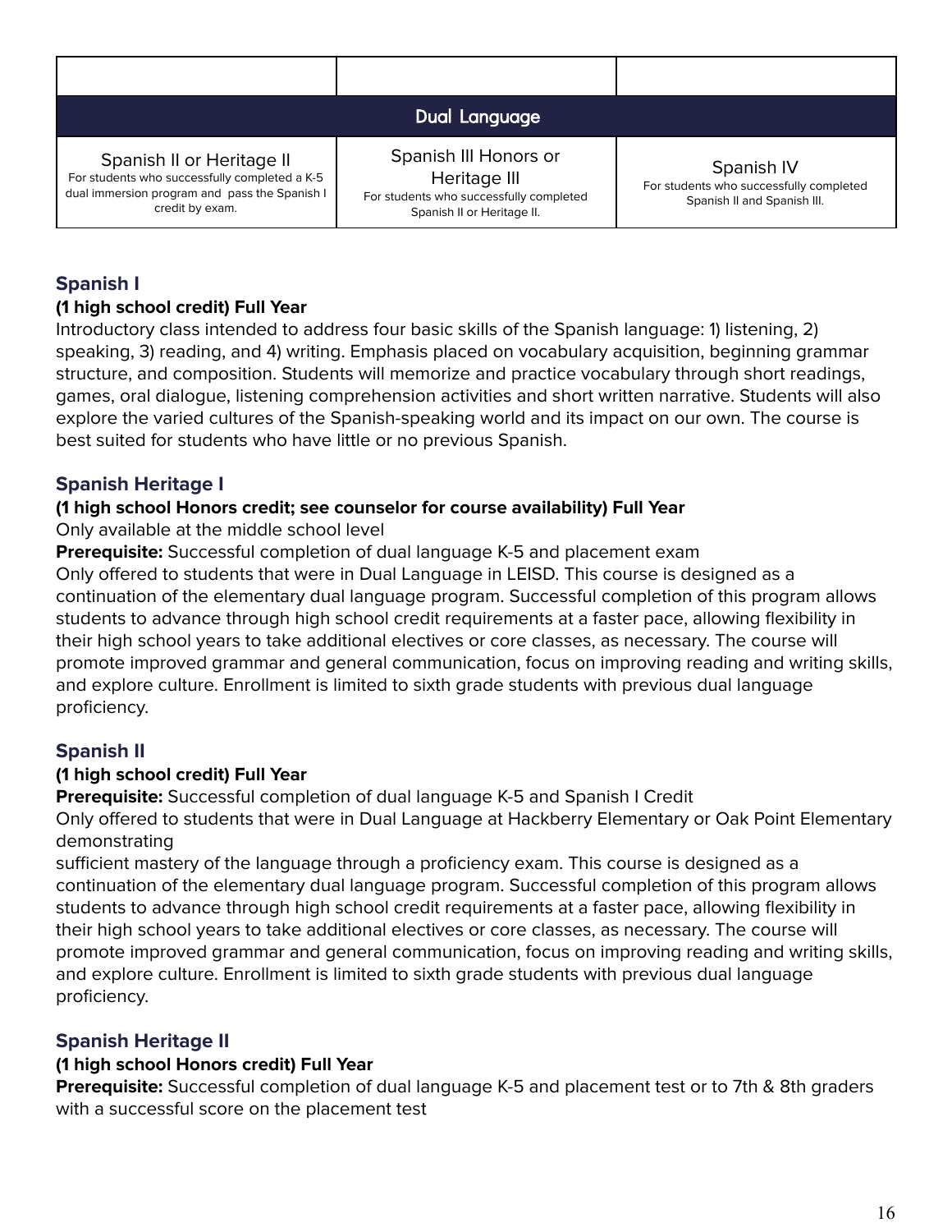| | | |
|---|---|---|
| Dual Language | | |
| Spanish II or Heritage II<br>For students who successfully completed a K-5 dual immersion program and pass the Spanish I credit by exam. | Spanish III Honors or Heritage III<br>For students who successfully completed Spanish II or Heritage II. | Spanish IV<br>For students who successfully completed Spanish II and Spanish III. |

### Spanish I

**(1 high school credit) Full Year**

Introductory class intended to address four basic skills of the Spanish language: 1) listening, 2) speaking, 3) reading, and 4) writing. Emphasis placed on vocabulary acquisition, beginning grammar structure, and composition. Students will memorize and practice vocabulary through short readings, games, oral dialogue, listening comprehension activities and short written narrative. Students will also explore the varied cultures of the Spanish-speaking world and its impact on our own. The course is best suited for students who have little or no previous Spanish.

### Spanish Heritage I

**(1 high school Honors credit; see counselor for course availability) Full Year**

Only available at the middle school level

**Prerequisite:** Successful completion of dual language K-5 and placement exam

Only offered to students that were in Dual Language in LEISD. This course is designed as a continuation of the elementary dual language program. Successful completion of this program allows students to advance through high school credit requirements at a faster pace, allowing flexibility in their high school years to take additional electives or core classes, as necessary. The course will promote improved grammar and general communication, focus on improving reading and writing skills, and explore culture. Enrollment is limited to sixth grade students with previous dual language proficiency.

### Spanish II

**(1 high school credit) Full Year**

**Prerequisite:** Successful completion of dual language K-5 and Spanish I Credit

Only offered to students that were in Dual Language at Hackberry Elementary or Oak Point Elementary demonstrating sufficient mastery of the language through a proficiency exam. This course is designed as a continuation of the elementary dual language program. Successful completion of this program allows students to advance through high school credit requirements at a faster pace, allowing flexibility in their high school years to take additional electives or core classes, as necessary. The course will promote improved grammar and general communication, focus on improving reading and writing skills, and explore culture. Enrollment is limited to sixth grade students with previous dual language proficiency.

### Spanish Heritage II

**(1 high school Honors credit) Full Year**

**Prerequisite:** Successful completion of dual language K-5 and placement test or to 7th & 8th graders with a successful score on the placement test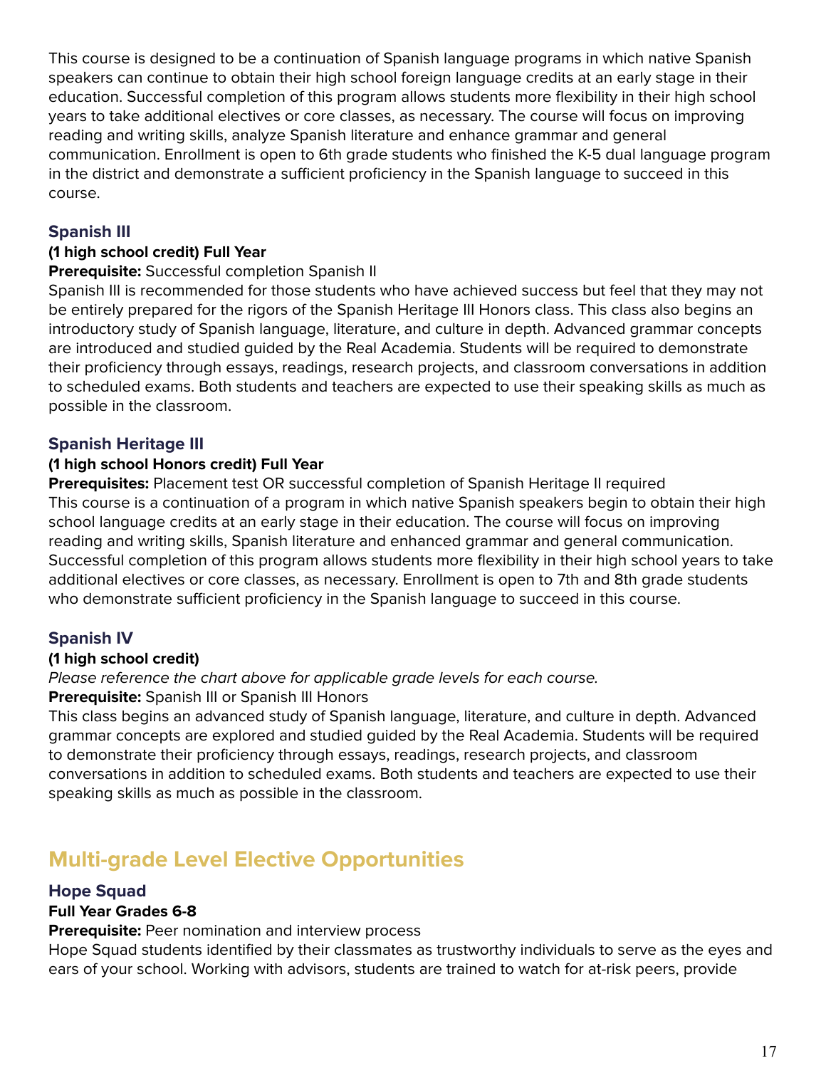This course is designed to be a continuation of Spanish language programs in which native Spanish speakers can continue to obtain their high school foreign language credits at an early stage in their education. Successful completion of this program allows students more flexibility in their high school years to take additional electives or core classes, as necessary. The course will focus on improving reading and writing skills, analyze Spanish literature and enhance grammar and general communication. Enrollment is open to 6th grade students who finished the K-5 dual language program in the district and demonstrate a sufficient proficiency in the Spanish language to succeed in this course.

### Spanish III

**(1 high school credit) Full Year**

**Prerequisite:** Successful completion Spanish II

Spanish III is recommended for those students who have achieved success but feel that they may not be entirely prepared for the rigors of the Spanish Heritage III Honors class. This class also begins an introductory study of Spanish language, literature, and culture in depth. Advanced grammar concepts are introduced and studied guided by the Real Academia. Students will be required to demonstrate their proficiency through essays, readings, research projects, and classroom conversations in addition to scheduled exams. Both students and teachers are expected to use their speaking skills as much as possible in the classroom.

### Spanish Heritage III

**(1 high school Honors credit) Full Year**

**Prerequisites:** Placement test OR successful completion of Spanish Heritage II required

This course is a continuation of a program in which native Spanish speakers begin to obtain their high school language credits at an early stage in their education. The course will focus on improving reading and writing skills, Spanish literature and enhanced grammar and general communication. Successful completion of this program allows students more flexibility in their high school years to take additional electives or core classes, as necessary. Enrollment is open to 7th and 8th grade students who demonstrate sufficient proficiency in the Spanish language to succeed in this course.

### Spanish IV

**(1 high school credit)**

*Please reference the chart above for applicable grade levels for each course.*

**Prerequisite:** Spanish III or Spanish III Honors

This class begins an advanced study of Spanish language, literature, and culture in depth. Advanced grammar concepts are explored and studied guided by the Real Academia. Students will be required to demonstrate their proficiency through essays, readings, research projects, and classroom conversations in addition to scheduled exams. Both students and teachers are expected to use their speaking skills as much as possible in the classroom.

## Multi-grade Level Elective Opportunities

### Hope Squad

**Full Year Grades 6-8**

**Prerequisite:** Peer nomination and interview process

Hope Squad students identified by their classmates as trustworthy individuals to serve as the eyes and ears of your school. Working with advisors, students are trained to watch for at-risk peers, provide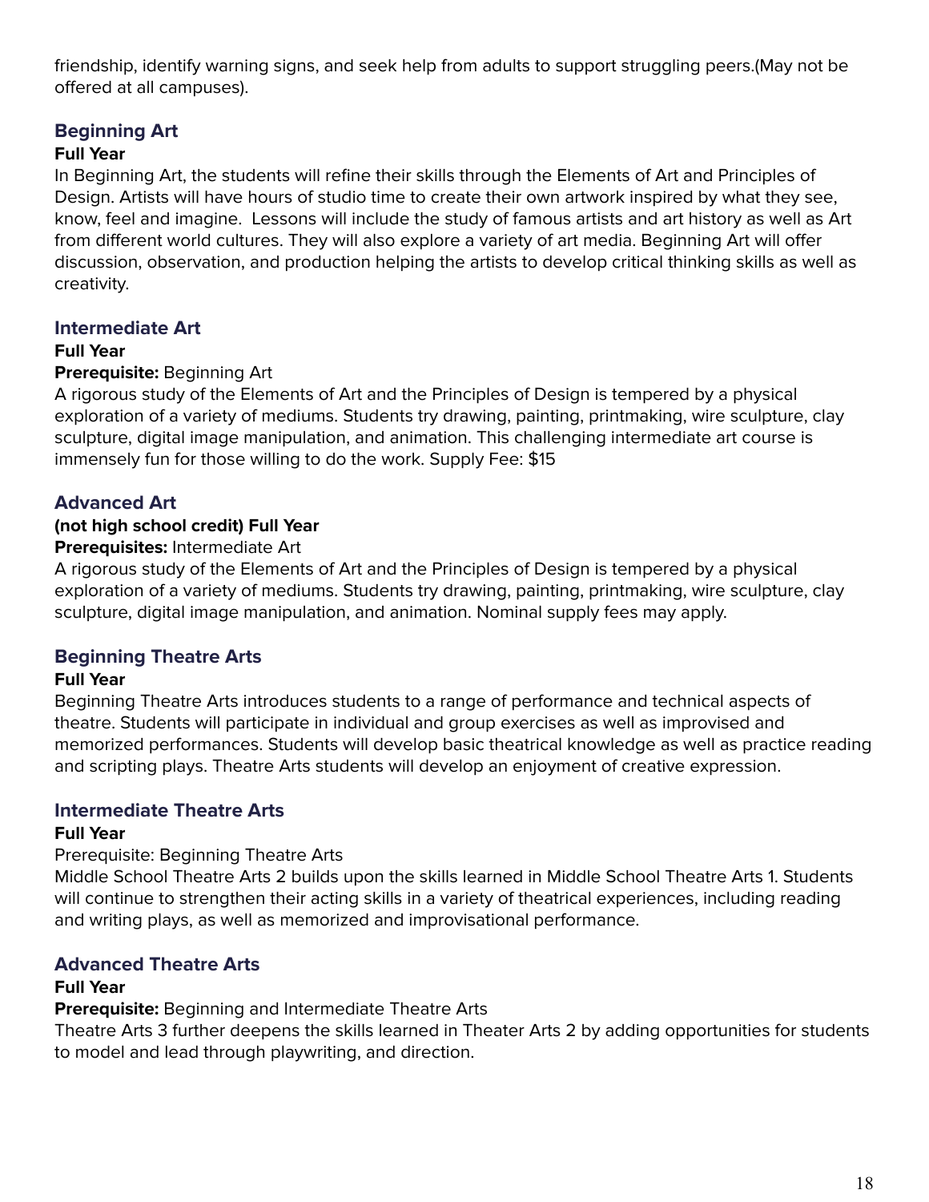friendship, identify warning signs, and seek help from adults to support struggling peers.(May not be offered at all campuses).

### Beginning Art

**Full Year**

In Beginning Art, the students will refine their skills through the Elements of Art and Principles of Design. Artists will have hours of studio time to create their own artwork inspired by what they see, know, feel and imagine.  Lessons will include the study of famous artists and art history as well as Art from different world cultures. They will also explore a variety of art media. Beginning Art will offer discussion, observation, and production helping the artists to develop critical thinking skills as well as creativity.

### Intermediate Art

**Full Year**

**Prerequisite:** Beginning Art

A rigorous study of the Elements of Art and the Principles of Design is tempered by a physical exploration of a variety of mediums. Students try drawing, painting, printmaking, wire sculpture, clay sculpture, digital image manipulation, and animation. This challenging intermediate art course is immensely fun for those willing to do the work. Supply Fee: $15

### Advanced Art

**(not high school credit) Full Year**

**Prerequisites:** Intermediate Art

A rigorous study of the Elements of Art and the Principles of Design is tempered by a physical exploration of a variety of mediums. Students try drawing, painting, printmaking, wire sculpture, clay sculpture, digital image manipulation, and animation. Nominal supply fees may apply.

### Beginning Theatre Arts

**Full Year**

Beginning Theatre Arts introduces students to a range of performance and technical aspects of theatre. Students will participate in individual and group exercises as well as improvised and memorized performances. Students will develop basic theatrical knowledge as well as practice reading and scripting plays. Theatre Arts students will develop an enjoyment of creative expression.

### Intermediate Theatre Arts

**Full Year**

Prerequisite: Beginning Theatre Arts

Middle School Theatre Arts 2 builds upon the skills learned in Middle School Theatre Arts 1. Students will continue to strengthen their acting skills in a variety of theatrical experiences, including reading and writing plays, as well as memorized and improvisational performance.

### Advanced Theatre Arts

**Full Year**

**Prerequisite:** Beginning and Intermediate Theatre Arts

Theatre Arts 3 further deepens the skills learned in Theater Arts 2 by adding opportunities for students to model and lead through playwriting, and direction.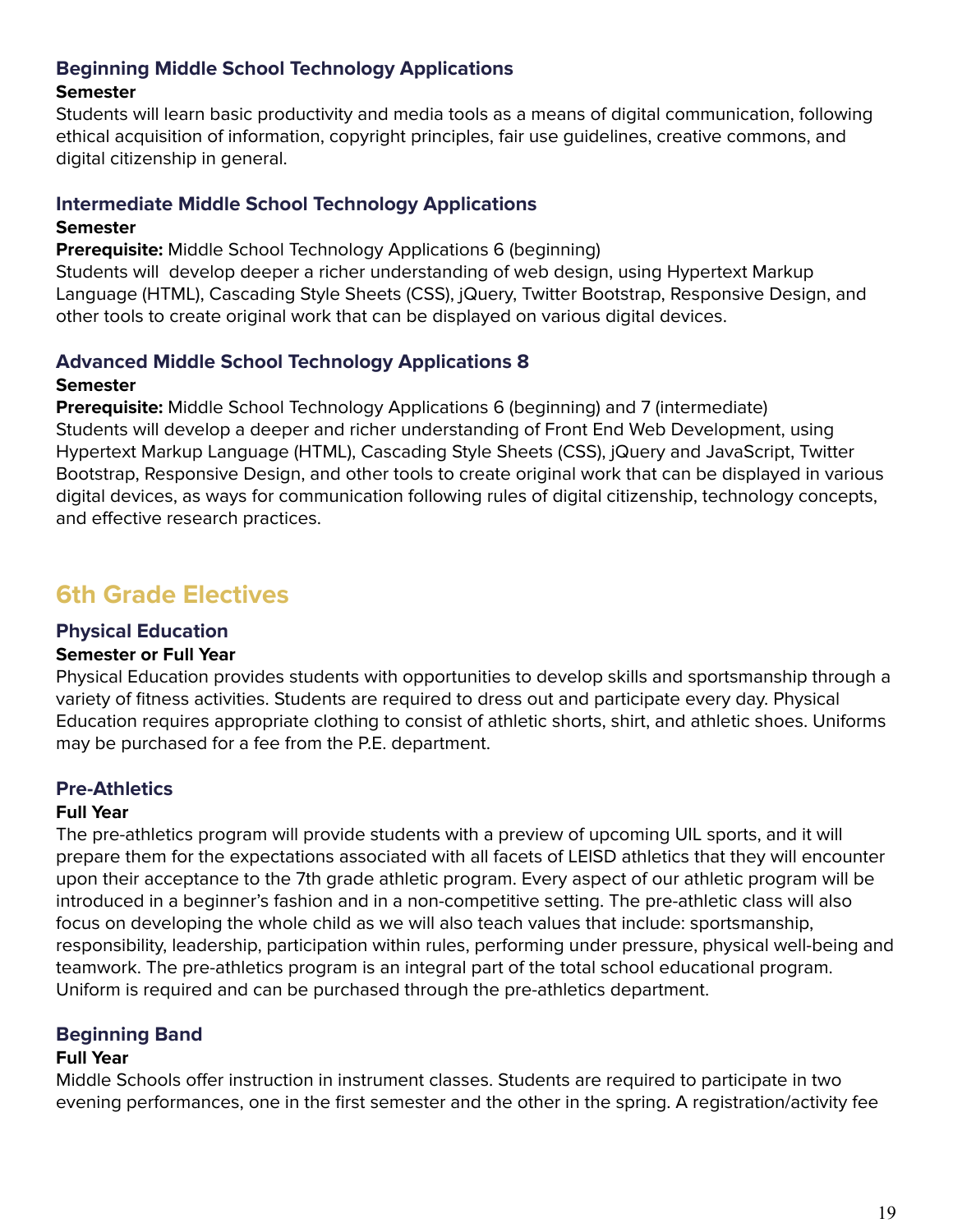### Beginning Middle School Technology Applications

**Semester**

Students will learn basic productivity and media tools as a means of digital communication, following ethical acquisition of information, copyright principles, fair use guidelines, creative commons, and digital citizenship in general.

### Intermediate Middle School Technology Applications

**Semester**

**Prerequisite:** Middle School Technology Applications 6 (beginning)

Students will  develop deeper a richer understanding of web design, using Hypertext Markup Language (HTML), Cascading Style Sheets (CSS), jQuery, Twitter Bootstrap, Responsive Design, and other tools to create original work that can be displayed on various digital devices.

### Advanced Middle School Technology Applications 8

**Semester**

**Prerequisite:** Middle School Technology Applications 6 (beginning) and 7 (intermediate)

Students will develop a deeper and richer understanding of Front End Web Development, using Hypertext Markup Language (HTML), Cascading Style Sheets (CSS), jQuery and JavaScript, Twitter Bootstrap, Responsive Design, and other tools to create original work that can be displayed in various digital devices, as ways for communication following rules of digital citizenship, technology concepts, and effective research practices.

## 6th Grade Electives

### Physical Education

**Semester or Full Year**

Physical Education provides students with opportunities to develop skills and sportsmanship through a variety of fitness activities. Students are required to dress out and participate every day. Physical Education requires appropriate clothing to consist of athletic shorts, shirt, and athletic shoes. Uniforms may be purchased for a fee from the P.E. department.

### Pre-Athletics

**Full Year**

The pre-athletics program will provide students with a preview of upcoming UIL sports, and it will prepare them for the expectations associated with all facets of LEISD athletics that they will encounter upon their acceptance to the 7th grade athletic program. Every aspect of our athletic program will be introduced in a beginner's fashion and in a non-competitive setting. The pre-athletic class will also focus on developing the whole child as we will also teach values that include: sportsmanship, responsibility, leadership, participation within rules, performing under pressure, physical well-being and teamwork. The pre-athletics program is an integral part of the total school educational program. Uniform is required and can be purchased through the pre-athletics department.

### Beginning Band

**Full Year**

Middle Schools offer instruction in instrument classes. Students are required to participate in two evening performances, one in the first semester and the other in the spring. A registration/activity fee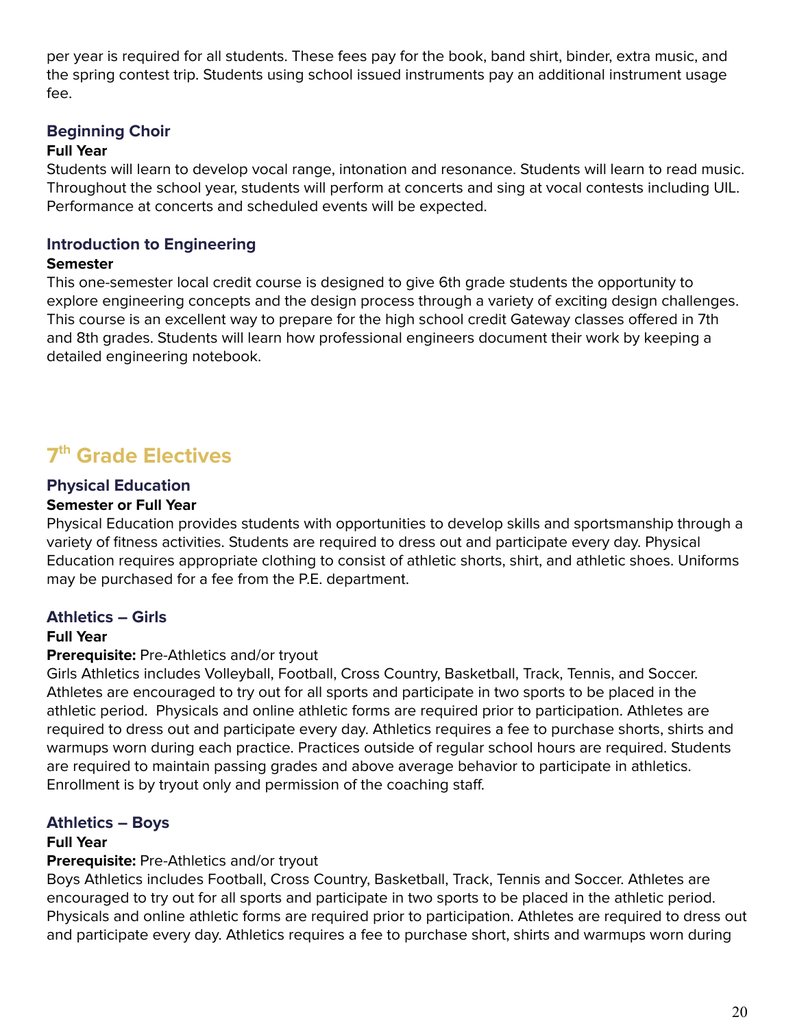per year is required for all students. These fees pay for the book, band shirt, binder, extra music, and the spring contest trip. Students using school issued instruments pay an additional instrument usage fee.

### Beginning Choir

**Full Year**

Students will learn to develop vocal range, intonation and resonance. Students will learn to read music. Throughout the school year, students will perform at concerts and sing at vocal contests including UIL. Performance at concerts and scheduled events will be expected.

### Introduction to Engineering

**Semester**

This one-semester local credit course is designed to give 6th grade students the opportunity to explore engineering concepts and the design process through a variety of exciting design challenges. This course is an excellent way to prepare for the high school credit Gateway classes offered in 7th and 8th grades. Students will learn how professional engineers document their work by keeping a detailed engineering notebook.

## 7th Grade Electives

### Physical Education

**Semester or Full Year**

Physical Education provides students with opportunities to develop skills and sportsmanship through a variety of fitness activities. Students are required to dress out and participate every day. Physical Education requires appropriate clothing to consist of athletic shorts, shirt, and athletic shoes. Uniforms may be purchased for a fee from the P.E. department.

### Athletics – Girls

**Full Year**

**Prerequisite:** Pre-Athletics and/or tryout

Girls Athletics includes Volleyball, Football, Cross Country, Basketball, Track, Tennis, and Soccer. Athletes are encouraged to try out for all sports and participate in two sports to be placed in the athletic period. Physicals and online athletic forms are required prior to participation. Athletes are required to dress out and participate every day. Athletics requires a fee to purchase shorts, shirts and warmups worn during each practice. Practices outside of regular school hours are required. Students are required to maintain passing grades and above average behavior to participate in athletics. Enrollment is by tryout only and permission of the coaching staff.

### Athletics – Boys

**Full Year**

**Prerequisite:** Pre-Athletics and/or tryout

Boys Athletics includes Football, Cross Country, Basketball, Track, Tennis and Soccer. Athletes are encouraged to try out for all sports and participate in two sports to be placed in the athletic period. Physicals and online athletic forms are required prior to participation. Athletes are required to dress out and participate every day. Athletics requires a fee to purchase short, shirts and warmups worn during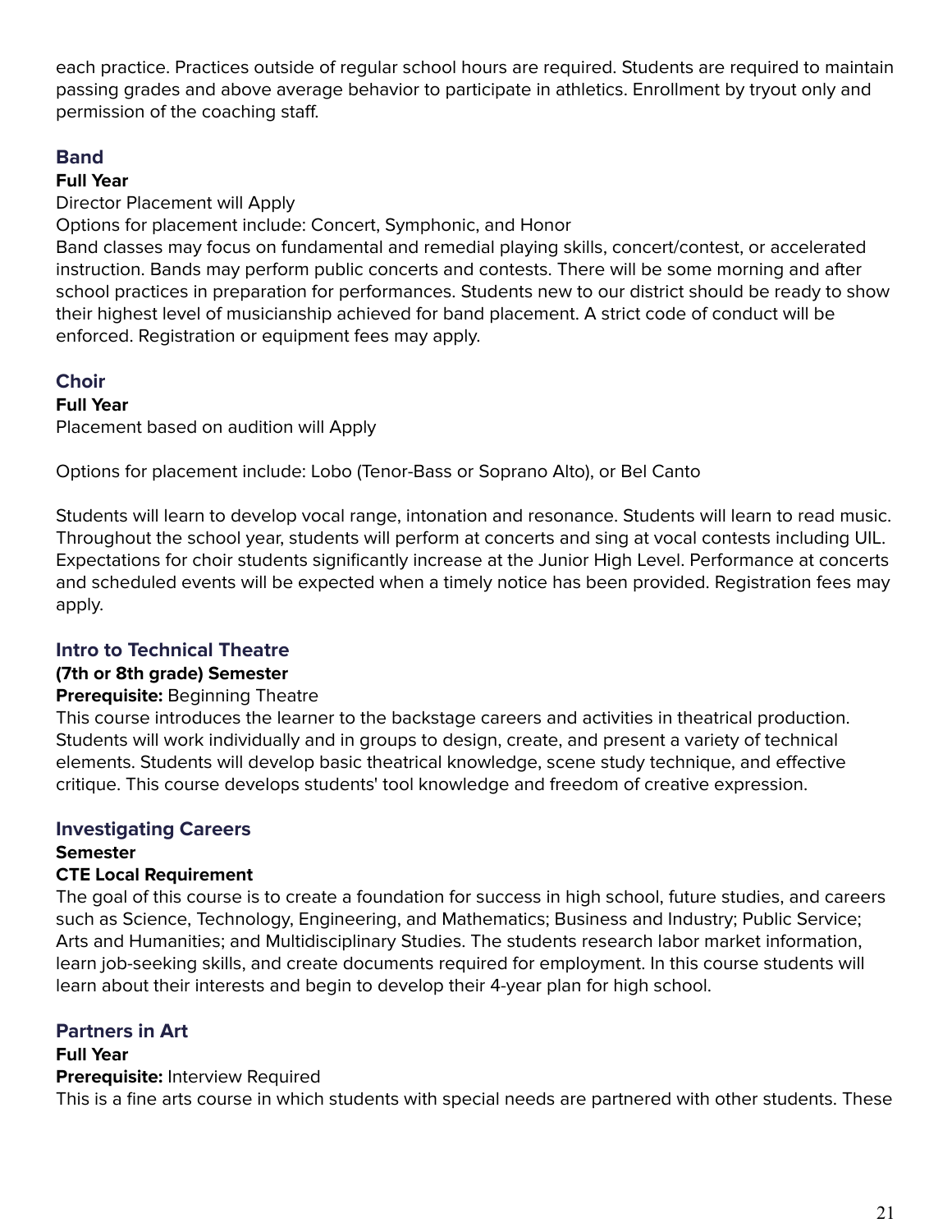each practice. Practices outside of regular school hours are required. Students are required to maintain passing grades and above average behavior to participate in athletics. Enrollment by tryout only and permission of the coaching staff.

### Band

**Full Year**

Director Placement will Apply

Options for placement include: Concert, Symphonic, and Honor

Band classes may focus on fundamental and remedial playing skills, concert/contest, or accelerated instruction. Bands may perform public concerts and contests. There will be some morning and after school practices in preparation for performances. Students new to our district should be ready to show their highest level of musicianship achieved for band placement. A strict code of conduct will be enforced. Registration or equipment fees may apply.

### Choir

**Full Year**

Placement based on audition will Apply

Options for placement include: Lobo (Tenor-Bass or Soprano Alto), or Bel Canto

Students will learn to develop vocal range, intonation and resonance. Students will learn to read music. Throughout the school year, students will perform at concerts and sing at vocal contests including UIL. Expectations for choir students significantly increase at the Junior High Level. Performance at concerts and scheduled events will be expected when a timely notice has been provided. Registration fees may apply.

### Intro to Technical Theatre

**(7th or 8th grade) Semester**

**Prerequisite:** Beginning Theatre

This course introduces the learner to the backstage careers and activities in theatrical production. Students will work individually and in groups to design, create, and present a variety of technical elements. Students will develop basic theatrical knowledge, scene study technique, and effective critique. This course develops students' tool knowledge and freedom of creative expression.

### Investigating Careers

**Semester**

**CTE Local Requirement**

The goal of this course is to create a foundation for success in high school, future studies, and careers such as Science, Technology, Engineering, and Mathematics; Business and Industry; Public Service; Arts and Humanities; and Multidisciplinary Studies. The students research labor market information, learn job-seeking skills, and create documents required for employment. In this course students will learn about their interests and begin to develop their 4-year plan for high school.

### Partners in Art

**Full Year**

**Prerequisite:** Interview Required

This is a fine arts course in which students with special needs are partnered with other students. These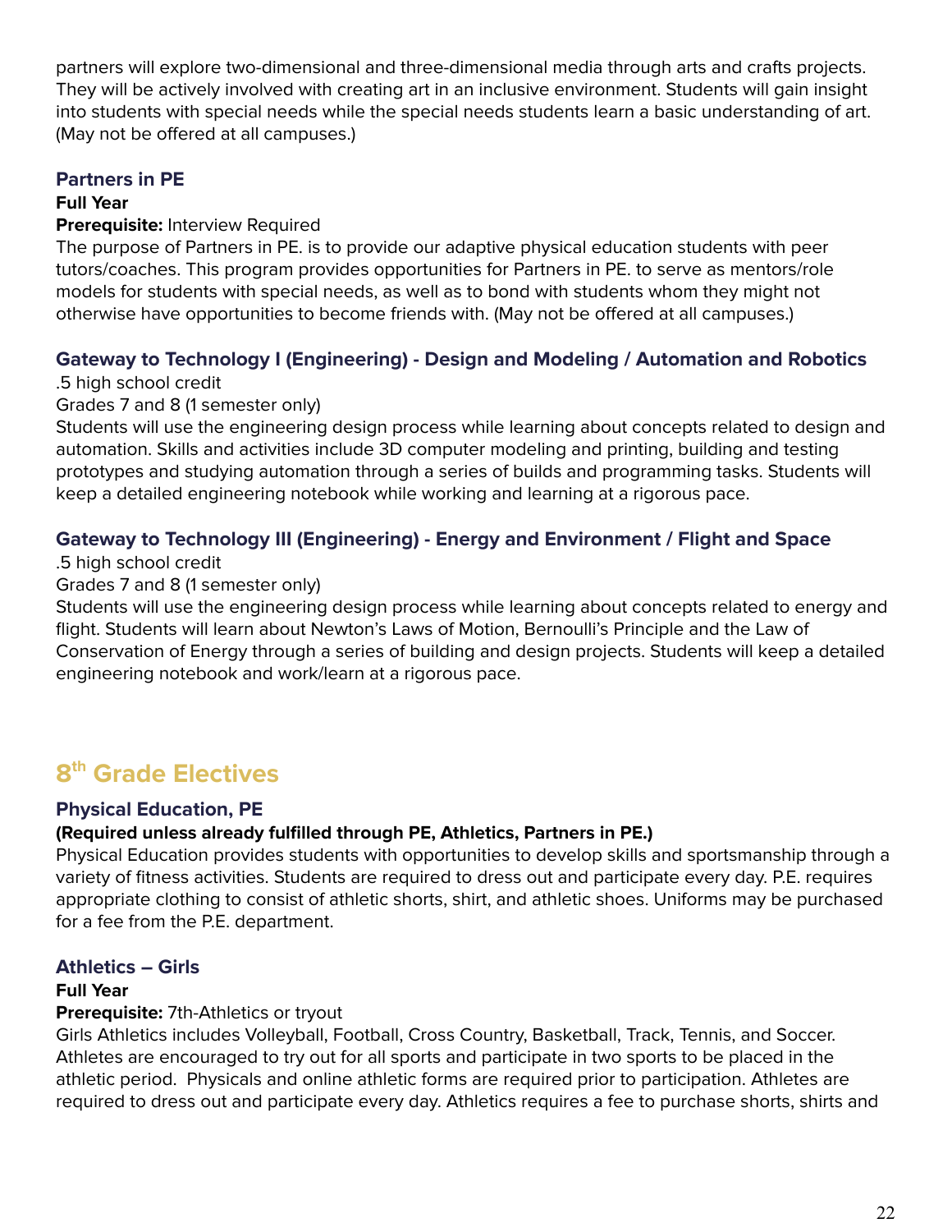partners will explore two-dimensional and three-dimensional media through arts and crafts projects. They will be actively involved with creating art in an inclusive environment. Students will gain insight into students with special needs while the special needs students learn a basic understanding of art. (May not be offered at all campuses.)

### Partners in PE

**Full Year**

**Prerequisite:** Interview Required

The purpose of Partners in PE. is to provide our adaptive physical education students with peer tutors/coaches. This program provides opportunities for Partners in PE. to serve as mentors/role models for students with special needs, as well as to bond with students whom they might not otherwise have opportunities to become friends with. (May not be offered at all campuses.)

### Gateway to Technology I (Engineering) - Design and Modeling / Automation and Robotics

.5 high school credit

Grades 7 and 8 (1 semester only)

Students will use the engineering design process while learning about concepts related to design and automation. Skills and activities include 3D computer modeling and printing, building and testing prototypes and studying automation through a series of builds and programming tasks. Students will keep a detailed engineering notebook while working and learning at a rigorous pace.

### Gateway to Technology III (Engineering) - Energy and Environment / Flight and Space

.5 high school credit

Grades 7 and 8 (1 semester only)

Students will use the engineering design process while learning about concepts related to energy and flight. Students will learn about Newton's Laws of Motion, Bernoulli's Principle and the Law of Conservation of Energy through a series of building and design projects. Students will keep a detailed engineering notebook and work/learn at a rigorous pace.

## 8th Grade Electives

### Physical Education, PE

**(Required unless already fulfilled through PE, Athletics, Partners in PE.)**

Physical Education provides students with opportunities to develop skills and sportsmanship through a variety of fitness activities. Students are required to dress out and participate every day. P.E. requires appropriate clothing to consist of athletic shorts, shirt, and athletic shoes. Uniforms may be purchased for a fee from the P.E. department.

### Athletics – Girls

**Full Year**

**Prerequisite:** 7th-Athletics or tryout

Girls Athletics includes Volleyball, Football, Cross Country, Basketball, Track, Tennis, and Soccer. Athletes are encouraged to try out for all sports and participate in two sports to be placed in the athletic period. Physicals and online athletic forms are required prior to participation. Athletes are required to dress out and participate every day. Athletics requires a fee to purchase shorts, shirts and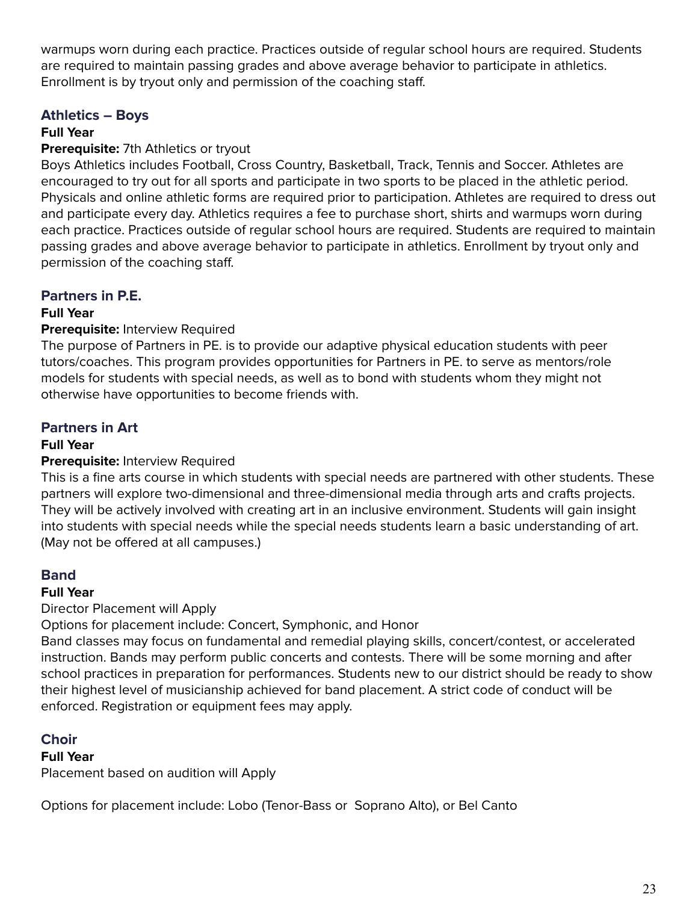warmups worn during each practice. Practices outside of regular school hours are required. Students are required to maintain passing grades and above average behavior to participate in athletics. Enrollment is by tryout only and permission of the coaching staff.

### Athletics – Boys

**Full Year**

**Prerequisite:** 7th Athletics or tryout

Boys Athletics includes Football, Cross Country, Basketball, Track, Tennis and Soccer. Athletes are encouraged to try out for all sports and participate in two sports to be placed in the athletic period. Physicals and online athletic forms are required prior to participation. Athletes are required to dress out and participate every day. Athletics requires a fee to purchase short, shirts and warmups worn during each practice. Practices outside of regular school hours are required. Students are required to maintain passing grades and above average behavior to participate in athletics. Enrollment by tryout only and permission of the coaching staff.

### Partners in P.E.

**Full Year**

**Prerequisite:** Interview Required

The purpose of Partners in PE. is to provide our adaptive physical education students with peer tutors/coaches. This program provides opportunities for Partners in PE. to serve as mentors/role models for students with special needs, as well as to bond with students whom they might not otherwise have opportunities to become friends with.

### Partners in Art

**Full Year**

**Prerequisite:** Interview Required

This is a fine arts course in which students with special needs are partnered with other students. These partners will explore two-dimensional and three-dimensional media through arts and crafts projects. They will be actively involved with creating art in an inclusive environment. Students will gain insight into students with special needs while the special needs students learn a basic understanding of art. (May not be offered at all campuses.)

### Band

**Full Year**

Director Placement will Apply

Options for placement include: Concert, Symphonic, and Honor

Band classes may focus on fundamental and remedial playing skills, concert/contest, or accelerated instruction. Bands may perform public concerts and contests. There will be some morning and after school practices in preparation for performances. Students new to our district should be ready to show their highest level of musicianship achieved for band placement. A strict code of conduct will be enforced. Registration or equipment fees may apply.

### Choir

**Full Year**

Placement based on audition will Apply

Options for placement include: Lobo (Tenor-Bass or Soprano Alto), or Bel Canto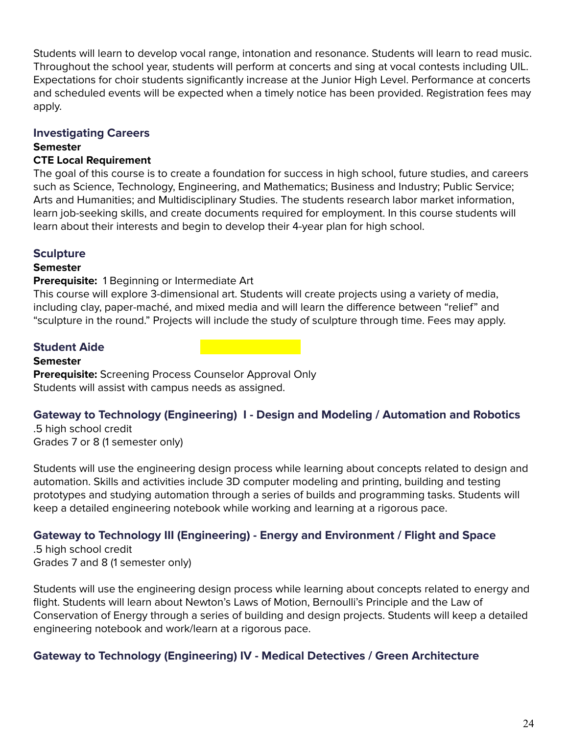Students will learn to develop vocal range, intonation and resonance. Students will learn to read music. Throughout the school year, students will perform at concerts and sing at vocal contests including UIL. Expectations for choir students significantly increase at the Junior High Level. Performance at concerts and scheduled events will be expected when a timely notice has been provided. Registration fees may apply.

### Investigating Careers

**Semester**

**CTE Local Requirement**

The goal of this course is to create a foundation for success in high school, future studies, and careers such as Science, Technology, Engineering, and Mathematics; Business and Industry; Public Service; Arts and Humanities; and Multidisciplinary Studies. The students research labor market information, learn job-seeking skills, and create documents required for employment. In this course students will learn about their interests and begin to develop their 4-year plan for high school.

### Sculpture

**Semester**

**Prerequisite:** 1 Beginning or Intermediate Art

This course will explore 3-dimensional art. Students will create projects using a variety of media, including clay, paper-maché, and mixed media and will learn the difference between "relief" and "sculpture in the round." Projects will include the study of sculpture through time. Fees may apply.

### Student Aide

**Semester**

**Prerequisite:** Screening Process Counselor Approval Only

Students will assist with campus needs as assigned.

### Gateway to Technology (Engineering) I - Design and Modeling / Automation and Robotics

.5 high school credit

Grades 7 or 8 (1 semester only)

Students will use the engineering design process while learning about concepts related to design and automation. Skills and activities include 3D computer modeling and printing, building and testing prototypes and studying automation through a series of builds and programming tasks. Students will keep a detailed engineering notebook while working and learning at a rigorous pace.

### Gateway to Technology III (Engineering) - Energy and Environment / Flight and Space

.5 high school credit

Grades 7 and 8 (1 semester only)

Students will use the engineering design process while learning about concepts related to energy and flight. Students will learn about Newton's Laws of Motion, Bernoulli's Principle and the Law of Conservation of Energy through a series of building and design projects. Students will keep a detailed engineering notebook and work/learn at a rigorous pace.

### Gateway to Technology (Engineering) IV - Medical Detectives / Green Architecture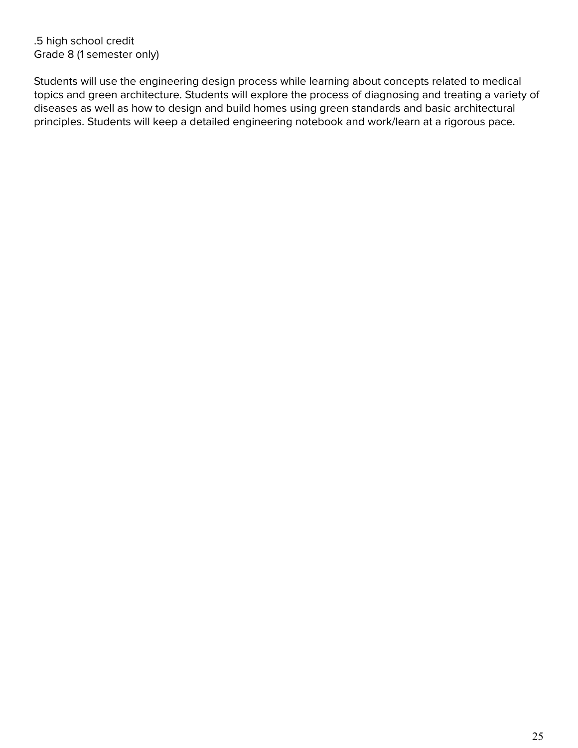.5 high school credit
Grade 8 (1 semester only)

Students will use the engineering design process while learning about concepts related to medical topics and green architecture. Students will explore the process of diagnosing and treating a variety of diseases as well as how to design and build homes using green standards and basic architectural principles. Students will keep a detailed engineering notebook and work/learn at a rigorous pace.